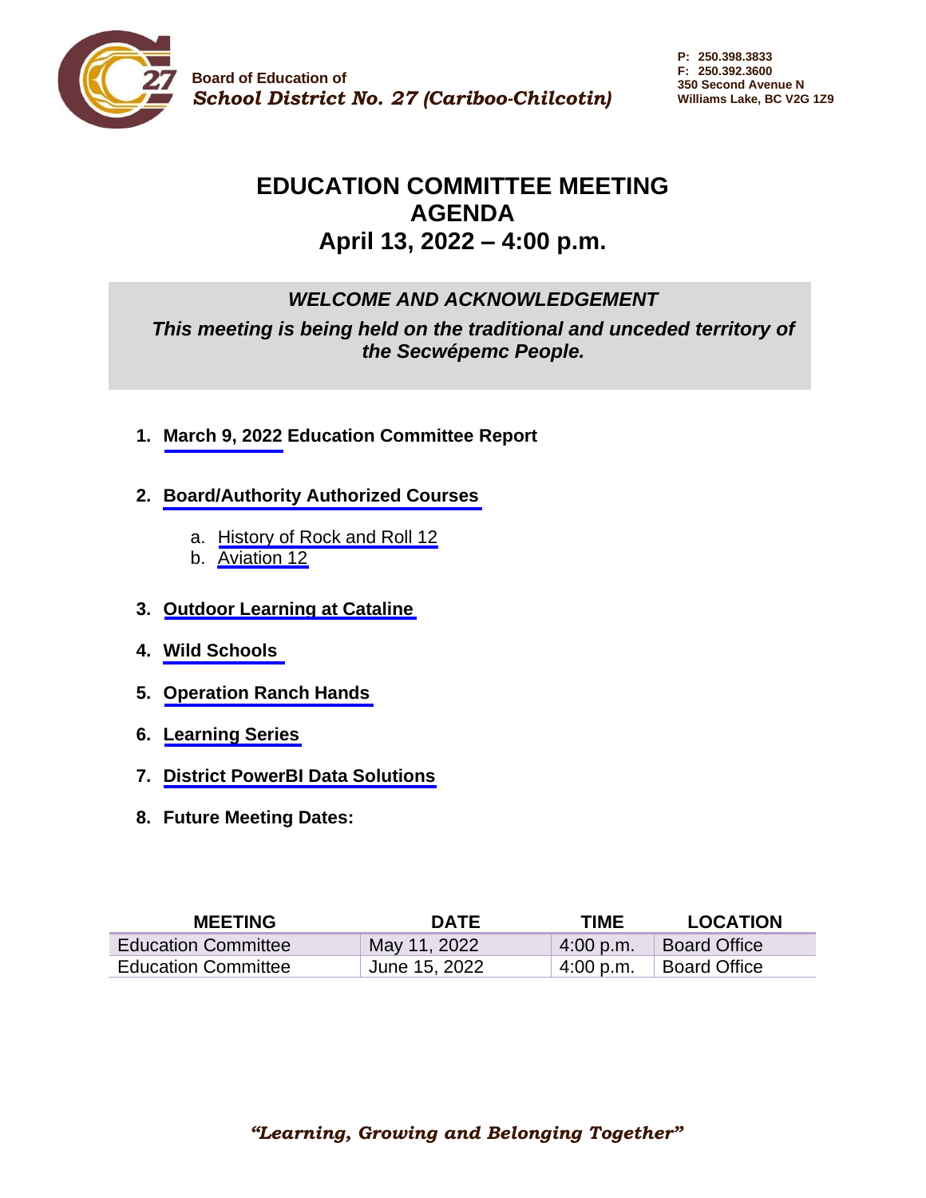Board of Education of
*School District No. 27 (Cariboo-Chilcotin)*

**P: 250.398.3833**
**F: 250.392.3600**
**350 Second Avenue N**
**Williams Lake, BC V2G 1Z9**

# EDUCATION COMMITTEE MEETING AGENDA
## April 13, 2022 – 4:00 p.m.

***WELCOME AND ACKNOWLEDGEMENT***

***This meeting is being held on the traditional and unceded territory of the Secwépemc People.***

1. **March 9, 2022 Education Committee Report**
2. **Board/Authority Authorized Courses**
    a. History of Rock and Roll 12
    b. Aviation 12
3. **Outdoor Learning at Cataline**
4. **Wild Schools**
5. **Operation Ranch Hands**
6. **Learning Series**
7. **District PowerBI Data Solutions**
8. **Future Meeting Dates:**

| MEETING | DATE | TIME | LOCATION |
|---|---|---|---|
| Education Committee | May 11, 2022 | 4:00 p.m. | Board Office |
| Education Committee | June 15, 2022 | 4:00 p.m. | Board Office |

*"Learning, Growing and Belonging Together"*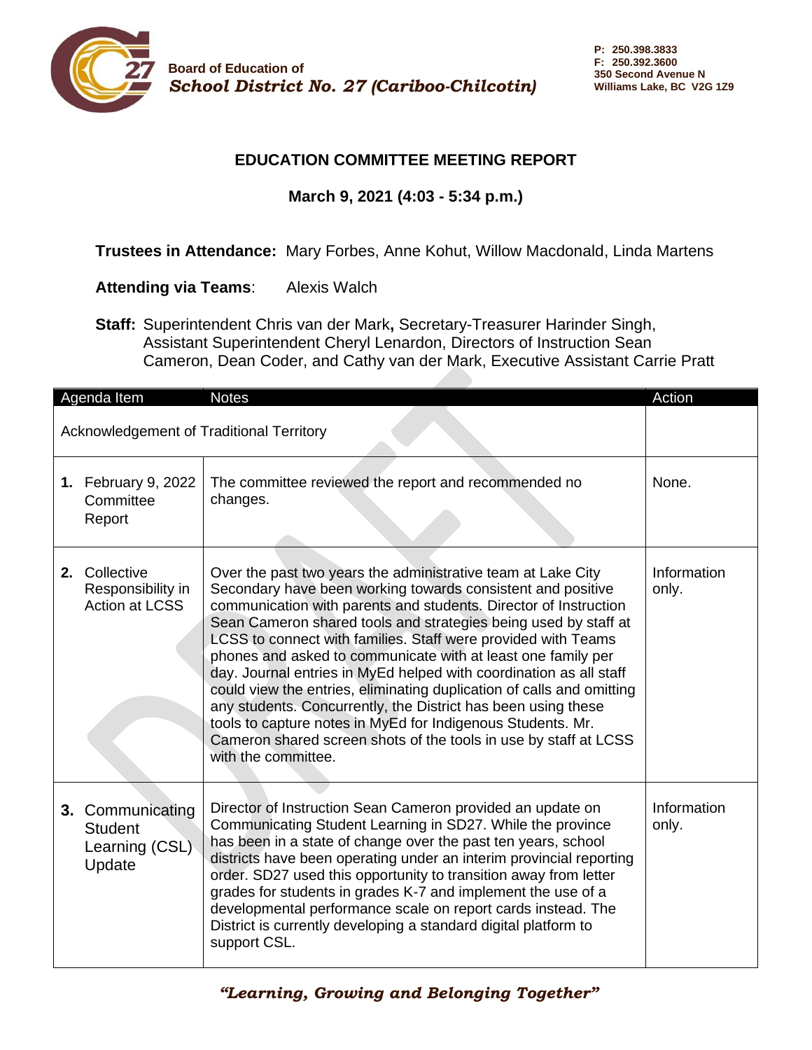**Board of Education of**
***School District No. 27 (Cariboo-Chilcotin)***

**P: 250.398.3833**
**F: 250.392.3600**
**350 Second Avenue N**
**Williams Lake, BC V2G 1Z9**

## EDUCATION COMMITTEE MEETING REPORT

**March 9, 2021 (4:03 - 5:34 p.m.)**

**Trustees in Attendance:** Mary Forbes, Anne Kohut, Willow Macdonald, Linda Martens

**Attending via Teams**: Alexis Walch

**Staff:** Superintendent Chris van der Mark**,** Secretary-Treasurer Harinder Singh, Assistant Superintendent Cheryl Lenardon, Directors of Instruction Sean Cameron, Dean Coder, and Cathy van der Mark, Executive Assistant Carrie Pratt

| Agenda Item | Notes | Action |
|---|---|---|
| Acknowledgement of Traditional Territory | | |
| **1.** February 9, 2022 Committee Report | The committee reviewed the report and recommended no changes. | None. |
| **2.** Collective Responsibility in Action at LCSS | Over the past two years the administrative team at Lake City Secondary have been working towards consistent and positive communication with parents and students. Director of Instruction Sean Cameron shared tools and strategies being used by staff at LCSS to connect with families. Staff were provided with Teams phones and asked to communicate with at least one family per day. Journal entries in MyEd helped with coordination as all staff could view the entries, eliminating duplication of calls and omitting any students. Concurrently, the District has been using these tools to capture notes in MyEd for Indigenous Students. Mr. Cameron shared screen shots of the tools in use by staff at LCSS with the committee. | Information only. |
| **3.** Communicating Student Learning (CSL) Update | Director of Instruction Sean Cameron provided an update on Communicating Student Learning in SD27. While the province has been in a state of change over the past ten years, school districts have been operating under an interim provincial reporting order. SD27 used this opportunity to transition away from letter grades for students in grades K-7 and implement the use of a developmental performance scale on report cards instead. The District is currently developing a standard digital platform to support CSL. | Information only. |

*"Learning, Growing and Belonging Together"*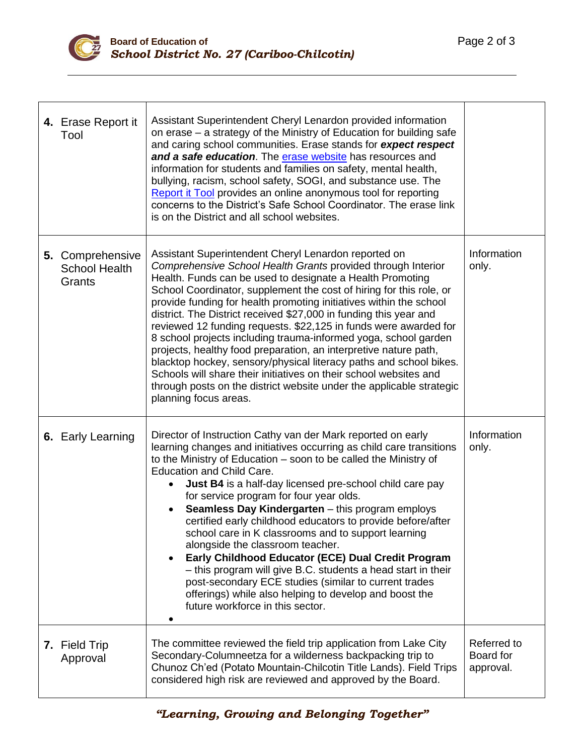| | | |
|---|---|---|
| **4.** Erase Report it Tool | Assistant Superintendent Cheryl Lenardon provided information on erase – a strategy of the Ministry of Education for building safe and caring school communities. Erase stands for ***expect respect and a safe education***. The [erase website] has resources and information for students and families on safety, mental health, bullying, racism, school safety, SOGI, and substance use. The [Report it Tool] provides an online anonymous tool for reporting concerns to the District's Safe School Coordinator. The erase link is on the District and all school websites. | |
| **5.** Comprehensive School Health Grants | Assistant Superintendent Cheryl Lenardon reported on *Comprehensive School Health Grants* provided through Interior Health. Funds can be used to designate a Health Promoting School Coordinator, supplement the cost of hiring for this role, or provide funding for health promoting initiatives within the school district. The District received $27,000 in funding this year and reviewed 12 funding requests. $22,125 in funds were awarded for 8 school projects including trauma-informed yoga, school garden projects, healthy food preparation, an interpretive nature path, blacktop hockey, sensory/physical literacy paths and school bikes. Schools will share their initiatives on their school websites and through posts on the district website under the applicable strategic planning focus areas. | Information only. |
| **6.** Early Learning | Director of Instruction Cathy van der Mark reported on early learning changes and initiatives occurring as child care transitions to the Ministry of Education – soon to be called the Ministry of Education and Child Care.<br>• **Just B4** is a half-day licensed pre-school child care pay for service program for four year olds.<br>• **Seamless Day Kindergarten** – this program employs certified early childhood educators to provide before/after school care in K classrooms and to support learning alongside the classroom teacher.<br>• **Early Childhood Educator (ECE) Dual Credit Program** – this program will give B.C. students a head start in their post-secondary ECE studies (similar to current trades offerings) while also helping to develop and boost the future workforce in this sector.<br>• | Information only. |
| **7.** Field Trip Approval | The committee reviewed the field trip application from Lake City Secondary-Columneetza for a wilderness backpacking trip to Chunoz Ch'ed (Potato Mountain-Chilcotin Title Lands). Field Trips considered high risk are reviewed and approved by the Board. | Referred to Board for approval. |

*"Learning, Growing and Belonging Together"*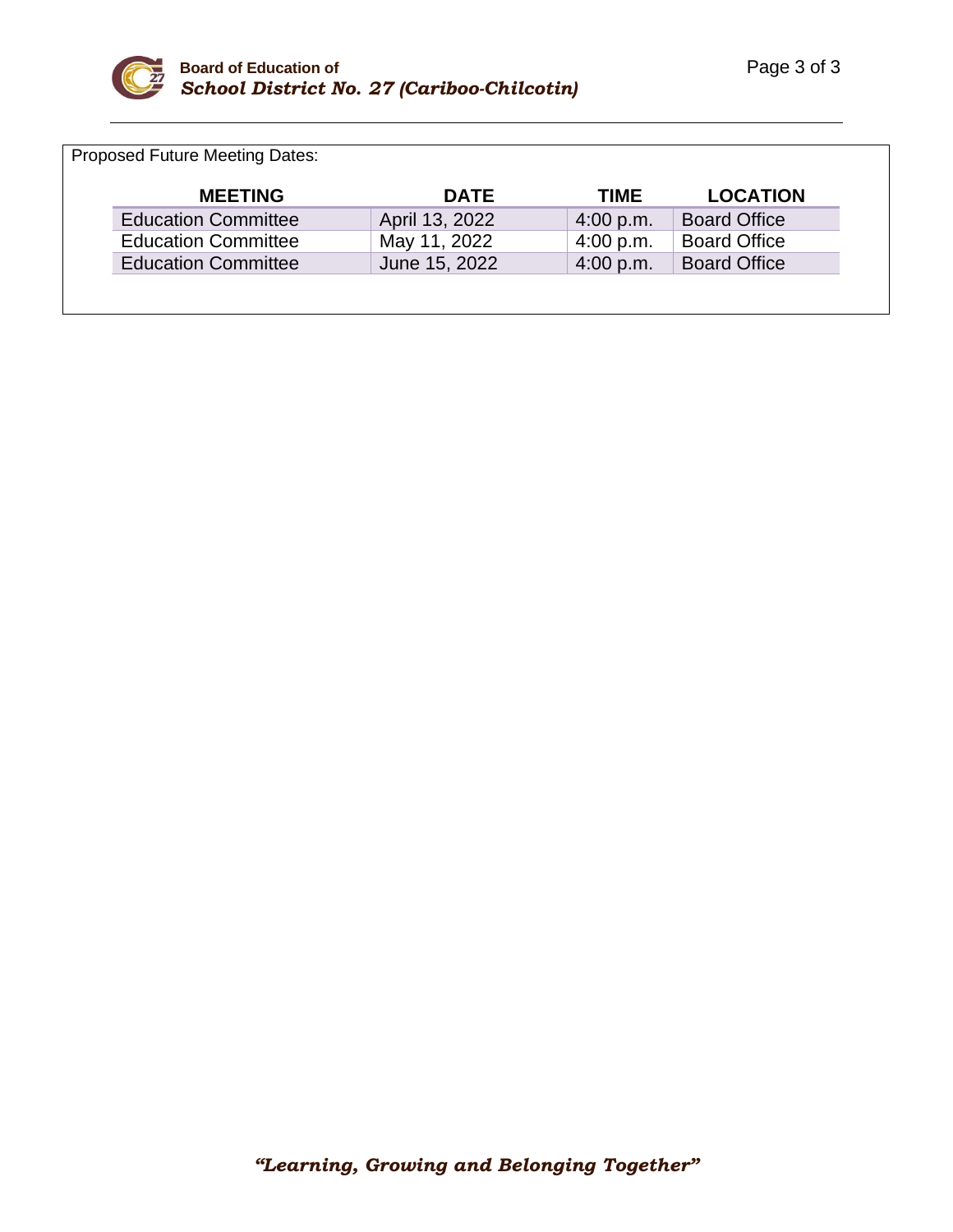Proposed Future Meeting Dates:

| MEETING | DATE | TIME | LOCATION |
| --- | --- | --- | --- |
| Education Committee | April 13, 2022 | 4:00 p.m. | Board Office |
| Education Committee | May 11, 2022 | 4:00 p.m. | Board Office |
| Education Committee | June 15, 2022 | 4:00 p.m. | Board Office |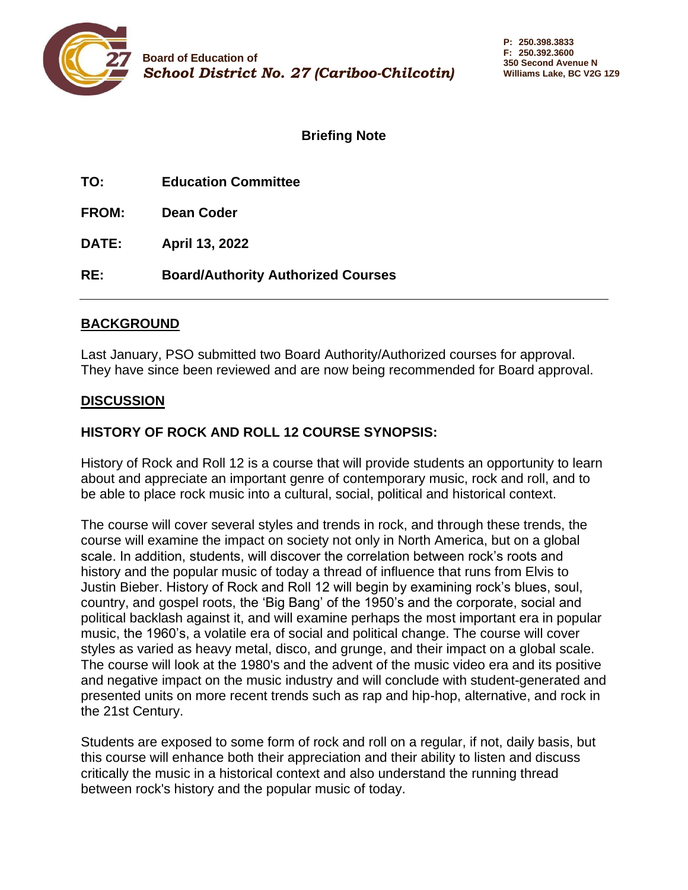Board of Education of
*School District No. 27 (Cariboo-Chilcotin)*

P: 250.398.3833
F: 250.392.3600
350 Second Avenue N
Williams Lake, BC V2G 1Z9

## Briefing Note

**TO:** Education Committee

**FROM:** Dean Coder

**DATE:** April 13, 2022

**RE:** Board/Authority Authorized Courses

---

## BACKGROUND

Last January, PSO submitted two Board Authority/Authorized courses for approval. They have since been reviewed and are now being recommended for Board approval.

## DISCUSSION

### HISTORY OF ROCK AND ROLL 12 COURSE SYNOPSIS:

History of Rock and Roll 12 is a course that will provide students an opportunity to learn about and appreciate an important genre of contemporary music, rock and roll, and to be able to place rock music into a cultural, social, political and historical context.

The course will cover several styles and trends in rock, and through these trends, the course will examine the impact on society not only in North America, but on a global scale. In addition, students, will discover the correlation between rock's roots and history and the popular music of today a thread of influence that runs from Elvis to Justin Bieber. History of Rock and Roll 12 will begin by examining rock's blues, soul, country, and gospel roots, the 'Big Bang' of the 1950's and the corporate, social and political backlash against it, and will examine perhaps the most important era in popular music, the 1960's, a volatile era of social and political change. The course will cover styles as varied as heavy metal, disco, and grunge, and their impact on a global scale. The course will look at the 1980's and the advent of the music video era and its positive and negative impact on the music industry and will conclude with student-generated and presented units on more recent trends such as rap and hip-hop, alternative, and rock in the 21st Century.

Students are exposed to some form of rock and roll on a regular, if not, daily basis, but this course will enhance both their appreciation and their ability to listen and discuss critically the music in a historical context and also understand the running thread between rock's history and the popular music of today.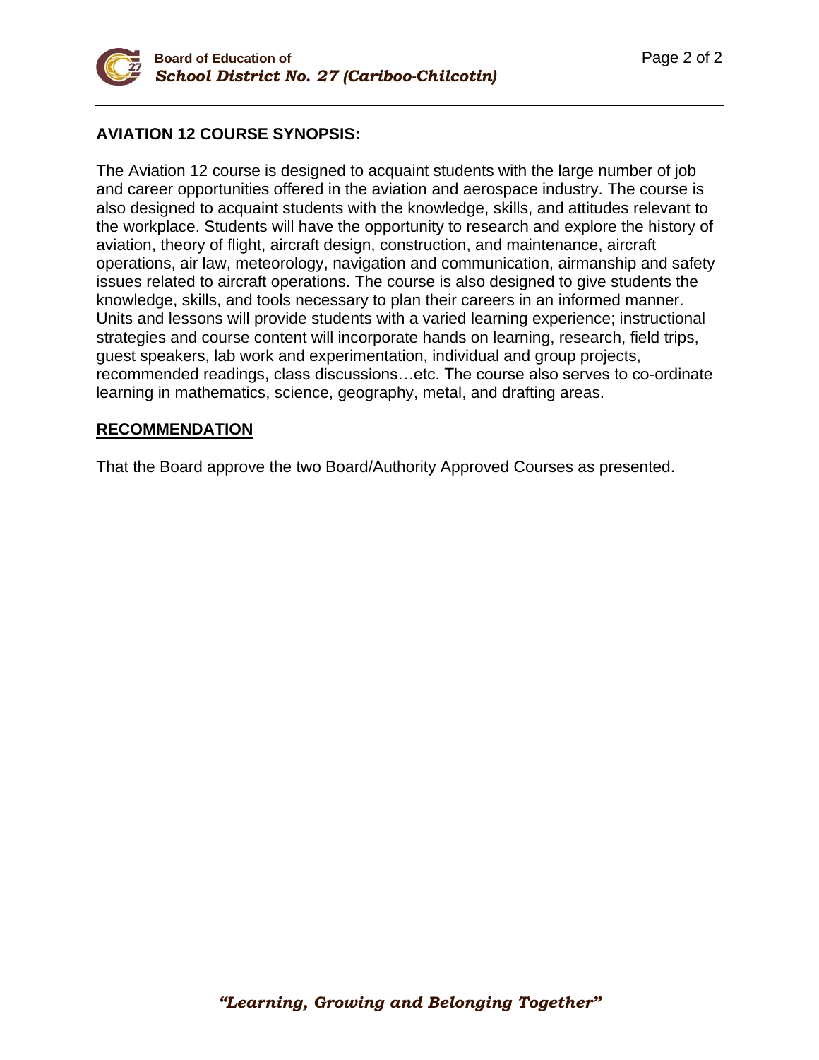## AVIATION 12 COURSE SYNOPSIS:

The Aviation 12 course is designed to acquaint students with the large number of job and career opportunities offered in the aviation and aerospace industry. The course is also designed to acquaint students with the knowledge, skills, and attitudes relevant to the workplace. Students will have the opportunity to research and explore the history of aviation, theory of flight, aircraft design, construction, and maintenance, aircraft operations, air law, meteorology, navigation and communication, airmanship and safety issues related to aircraft operations. The course is also designed to give students the knowledge, skills, and tools necessary to plan their careers in an informed manner. Units and lessons will provide students with a varied learning experience; instructional strategies and course content will incorporate hands on learning, research, field trips, guest speakers, lab work and experimentation, individual and group projects, recommended readings, class discussions…etc. The course also serves to co-ordinate learning in mathematics, science, geography, metal, and drafting areas.

## RECOMMENDATION

That the Board approve the two Board/Authority Approved Courses as presented.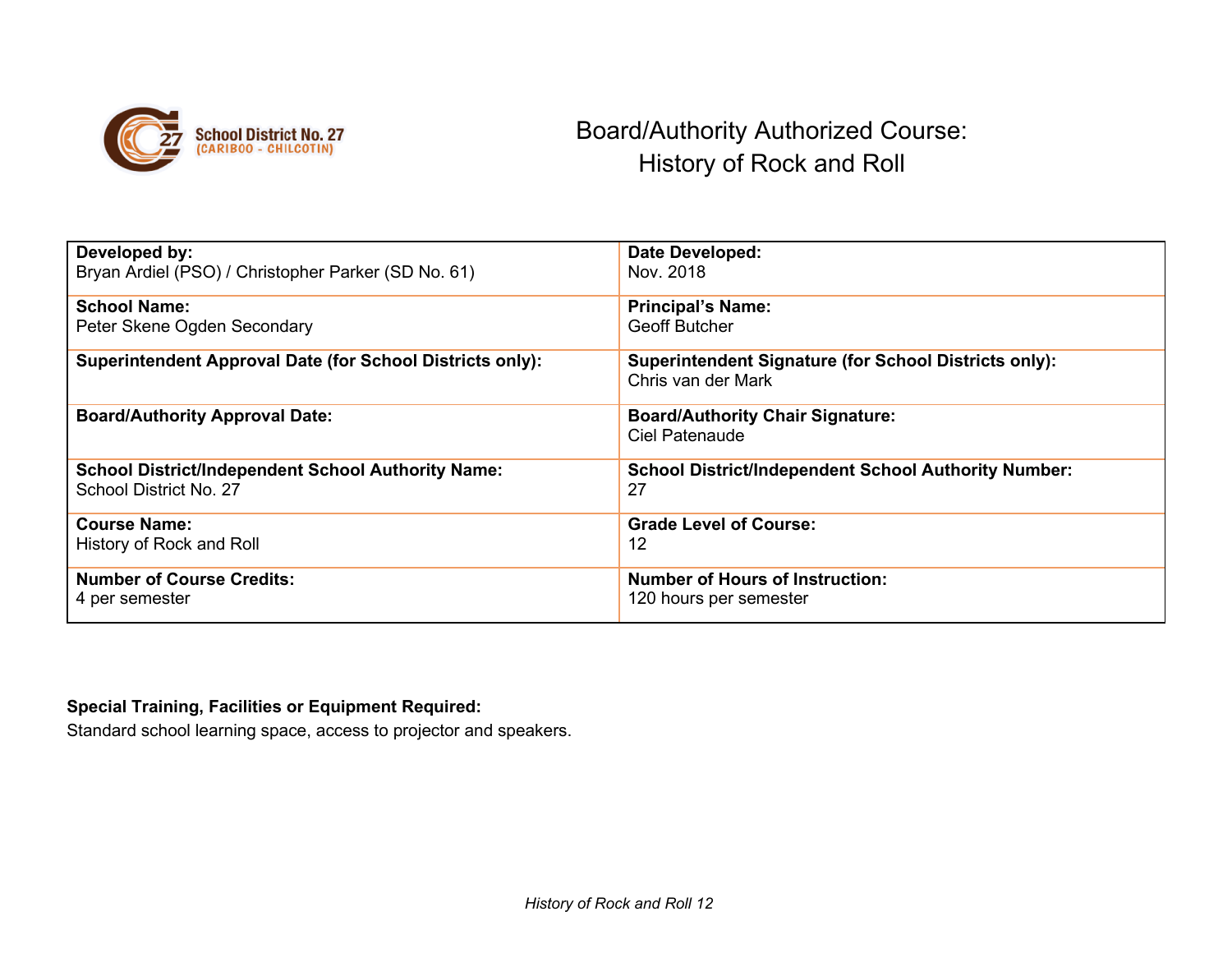School District No. 27 (CARIBOO - CHILCOTIN)

# Board/Authority Authorized Course: History of Rock and Roll

| | |
|---|---|
| **Developed by:**<br>Bryan Ardiel (PSO) / Christopher Parker (SD No. 61) | **Date Developed:**<br>Nov. 2018 |
| **School Name:**<br>Peter Skene Ogden Secondary | **Principal's Name:**<br>Geoff Butcher |
| **Superintendent Approval Date (for School Districts only):** | **Superintendent Signature (for School Districts only):**<br>Chris van der Mark |
| **Board/Authority Approval Date:** | **Board/Authority Chair Signature:**<br>Ciel Patenaude |
| **School District/Independent School Authority Name:**<br>School District No. 27 | **School District/Independent School Authority Number:**<br>27 |
| **Course Name:**<br>History of Rock and Roll | **Grade Level of Course:**<br>12 |
| **Number of Course Credits:**<br>4 per semester | **Number of Hours of Instruction:**<br>120 hours per semester |

**Special Training, Facilities or Equipment Required:**
Standard school learning space, access to projector and speakers.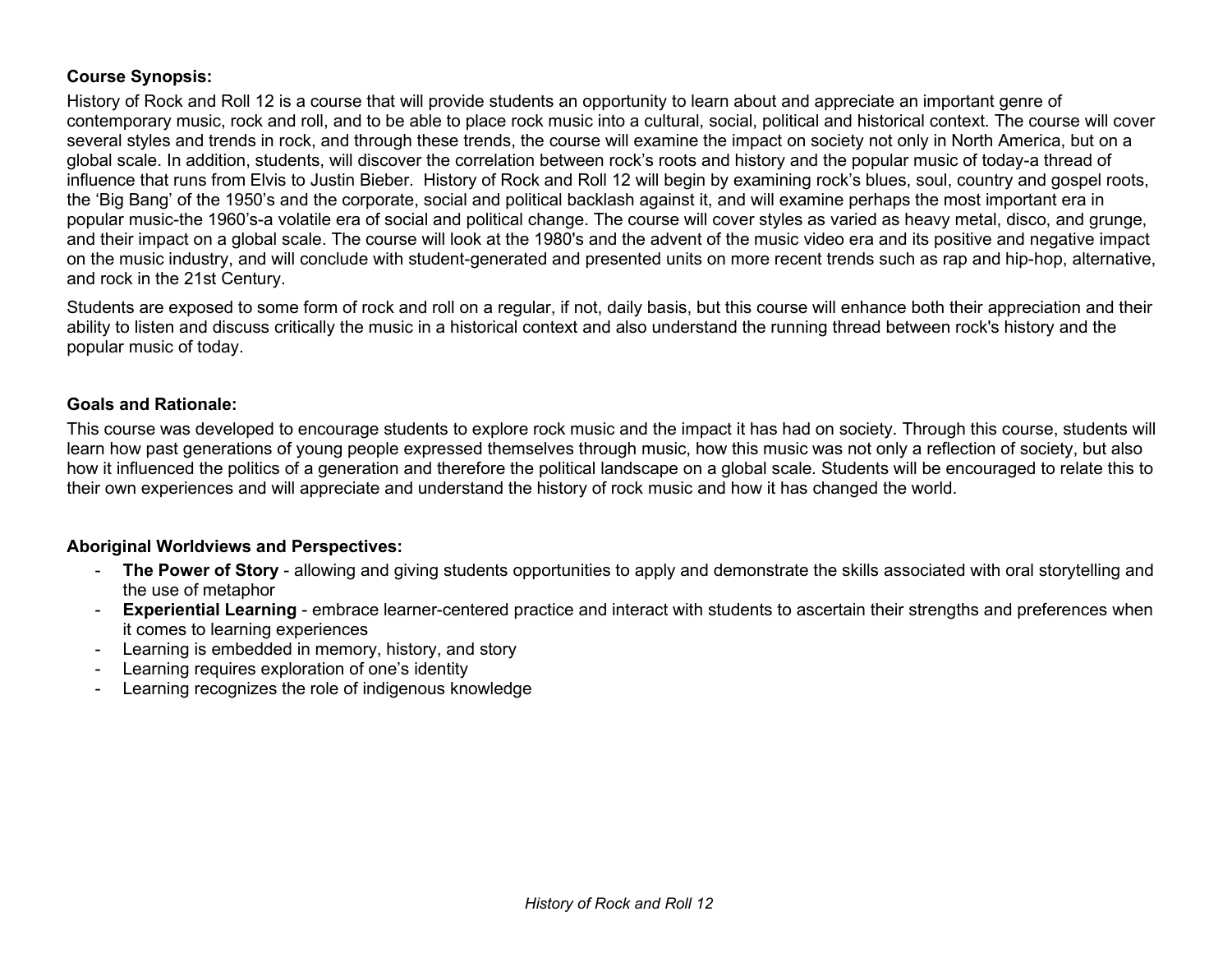**Course Synopsis:**

History of Rock and Roll 12 is a course that will provide students an opportunity to learn about and appreciate an important genre of contemporary music, rock and roll, and to be able to place rock music into a cultural, social, political and historical context. The course will cover several styles and trends in rock, and through these trends, the course will examine the impact on society not only in North America, but on a global scale. In addition, students, will discover the correlation between rock's roots and history and the popular music of today-a thread of influence that runs from Elvis to Justin Bieber. History of Rock and Roll 12 will begin by examining rock's blues, soul, country and gospel roots, the 'Big Bang' of the 1950's and the corporate, social and political backlash against it, and will examine perhaps the most important era in popular music-the 1960's-a volatile era of social and political change. The course will cover styles as varied as heavy metal, disco, and grunge, and their impact on a global scale. The course will look at the 1980's and the advent of the music video era and its positive and negative impact on the music industry, and will conclude with student-generated and presented units on more recent trends such as rap and hip-hop, alternative, and rock in the 21st Century.

Students are exposed to some form of rock and roll on a regular, if not, daily basis, but this course will enhance both their appreciation and their ability to listen and discuss critically the music in a historical context and also understand the running thread between rock's history and the popular music of today.

**Goals and Rationale:**

This course was developed to encourage students to explore rock music and the impact it has had on society. Through this course, students will learn how past generations of young people expressed themselves through music, how this music was not only a reflection of society, but also how it influenced the politics of a generation and therefore the political landscape on a global scale. Students will be encouraged to relate this to their own experiences and will appreciate and understand the history of rock music and how it has changed the world.

**Aboriginal Worldviews and Perspectives:**

- **The Power of Story** - allowing and giving students opportunities to apply and demonstrate the skills associated with oral storytelling and the use of metaphor
- **Experiential Learning** - embrace learner-centered practice and interact with students to ascertain their strengths and preferences when it comes to learning experiences
- Learning is embedded in memory, history, and story
- Learning requires exploration of one's identity
- Learning recognizes the role of indigenous knowledge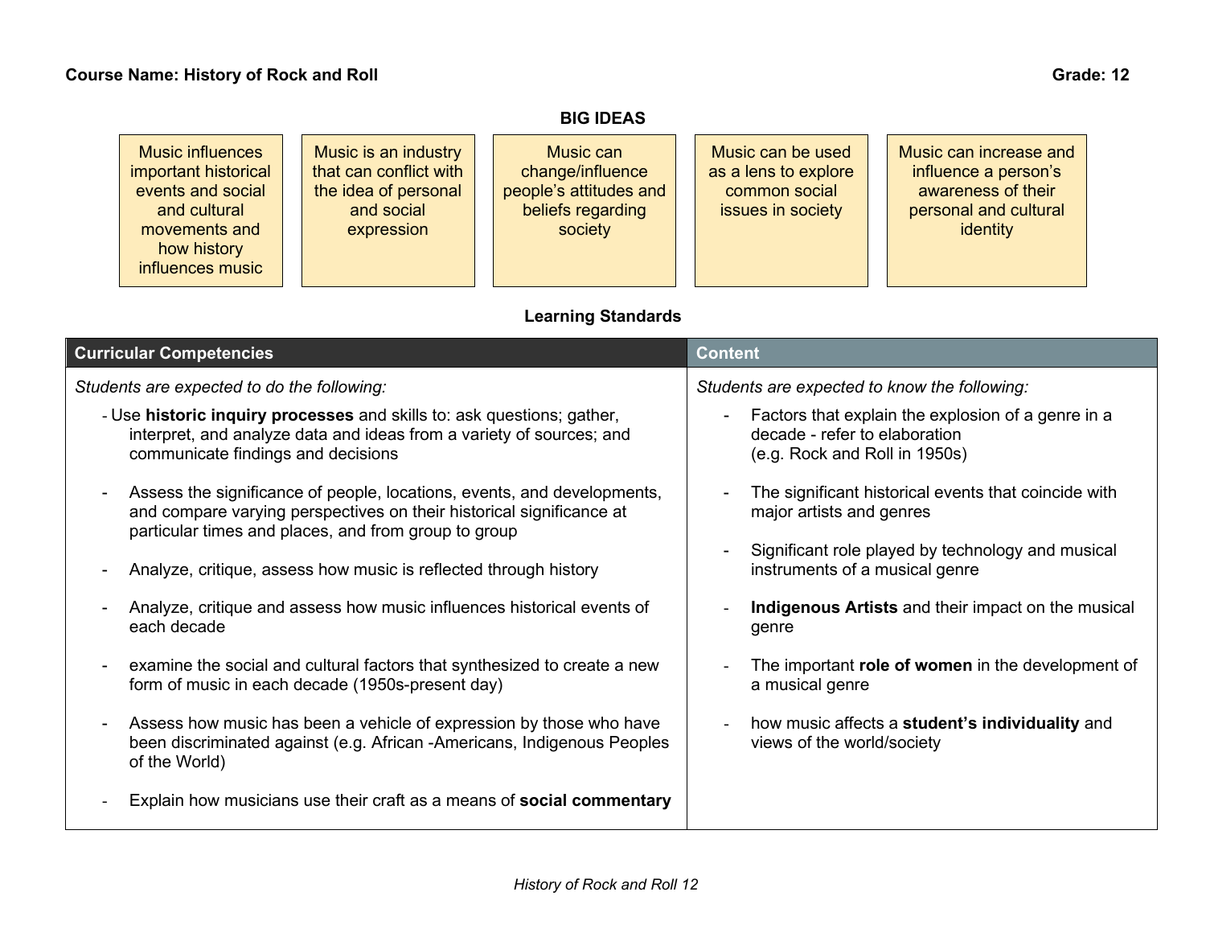**Course Name: History of Rock and Roll** **Grade: 12**

## BIG IDEAS

| Music influences important historical events and social and cultural movements and how history influences music | Music is an industry that can conflict with the idea of personal and social expression | Music can change/influence people's attitudes and beliefs regarding society | Music can be used as a lens to explore common social issues in society | Music can increase and influence a person's awareness of their personal and cultural identity |
|---|---|---|---|---|

## Learning Standards

| Curricular Competencies | Content |
|---|---|
| *Students are expected to do the following:*<br>- Use **historic inquiry processes** and skills to: ask questions; gather, interpret, and analyze data and ideas from a variety of sources; and communicate findings and decisions<br>- Assess the significance of people, locations, events, and developments, and compare varying perspectives on their historical significance at particular times and places, and from group to group<br>- Analyze, critique, assess how music is reflected through history<br>- Analyze, critique and assess how music influences historical events of each decade<br>- examine the social and cultural factors that synthesized to create a new form of music in each decade (1950s-present day)<br>- Assess how music has been a vehicle of expression by those who have been discriminated against (e.g. African -Americans, Indigenous Peoples of the World)<br>- Explain how musicians use their craft as a means of **social commentary** | *Students are expected to know the following:*<br>- Factors that explain the explosion of a genre in a decade - refer to elaboration (e.g. Rock and Roll in 1950s)<br>- The significant historical events that coincide with major artists and genres<br>- Significant role played by technology and musical instruments of a musical genre<br>- **Indigenous Artists** and their impact on the musical genre<br>- The important **role of women** in the development of a musical genre<br>- how music affects a **student's individuality** and views of the world/society |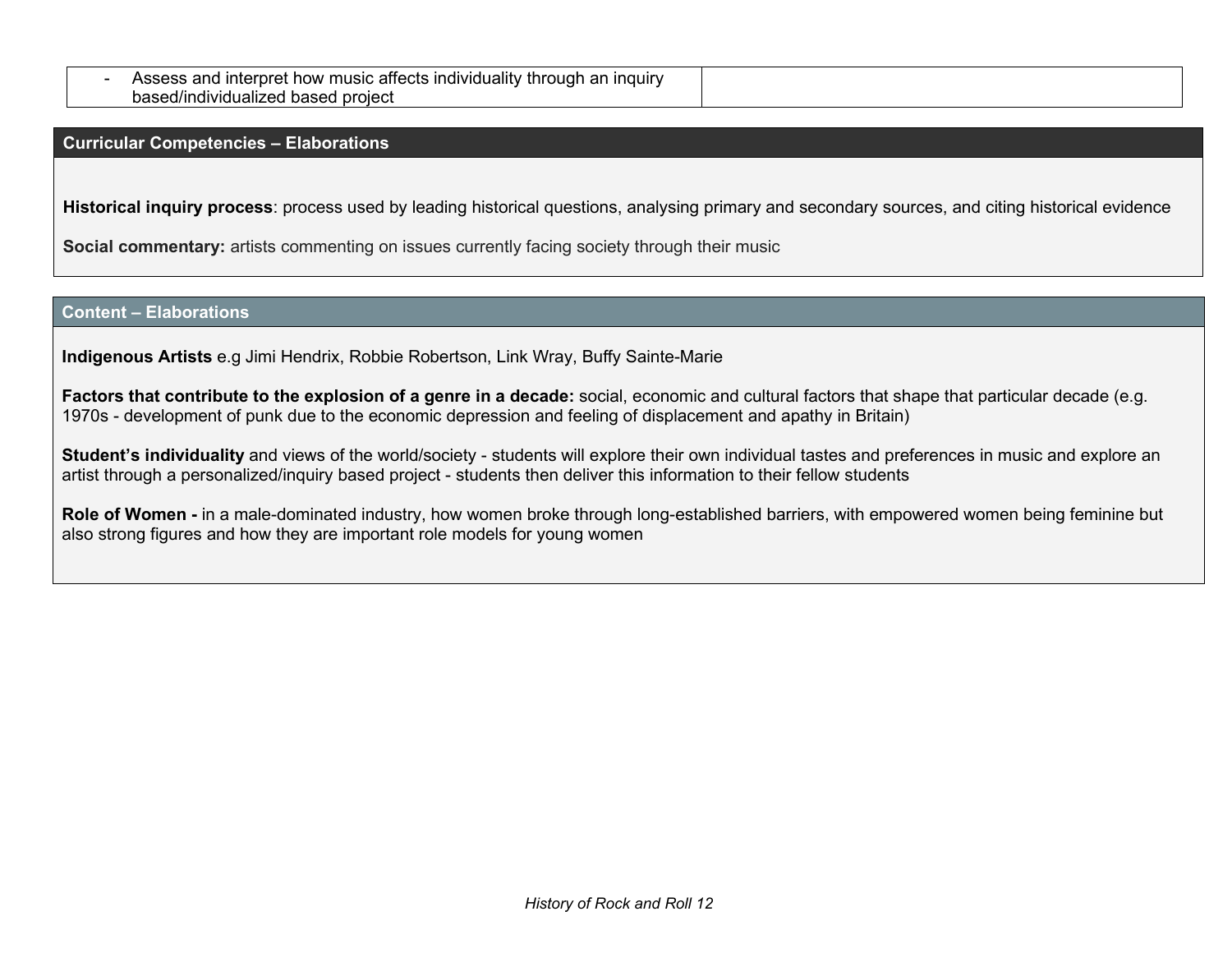| - Assess and interpret how music affects individuality through an inquiry based/individualized based project | |
|---|---|

## Curricular Competencies – Elaborations

**Historical inquiry process**: process used by leading historical questions, analysing primary and secondary sources, and citing historical evidence

**Social commentary:** artists commenting on issues currently facing society through their music

## Content – Elaborations

**Indigenous Artists** e.g Jimi Hendrix, Robbie Robertson, Link Wray, Buffy Sainte-Marie

**Factors that contribute to the explosion of a genre in a decade:** social, economic and cultural factors that shape that particular decade (e.g. 1970s - development of punk due to the economic depression and feeling of displacement and apathy in Britain)

**Student's individuality** and views of the world/society - students will explore their own individual tastes and preferences in music and explore an artist through a personalized/inquiry based project - students then deliver this information to their fellow students

**Role of Women -** in a male-dominated industry, how women broke through long-established barriers, with empowered women being feminine but also strong figures and how they are important role models for young women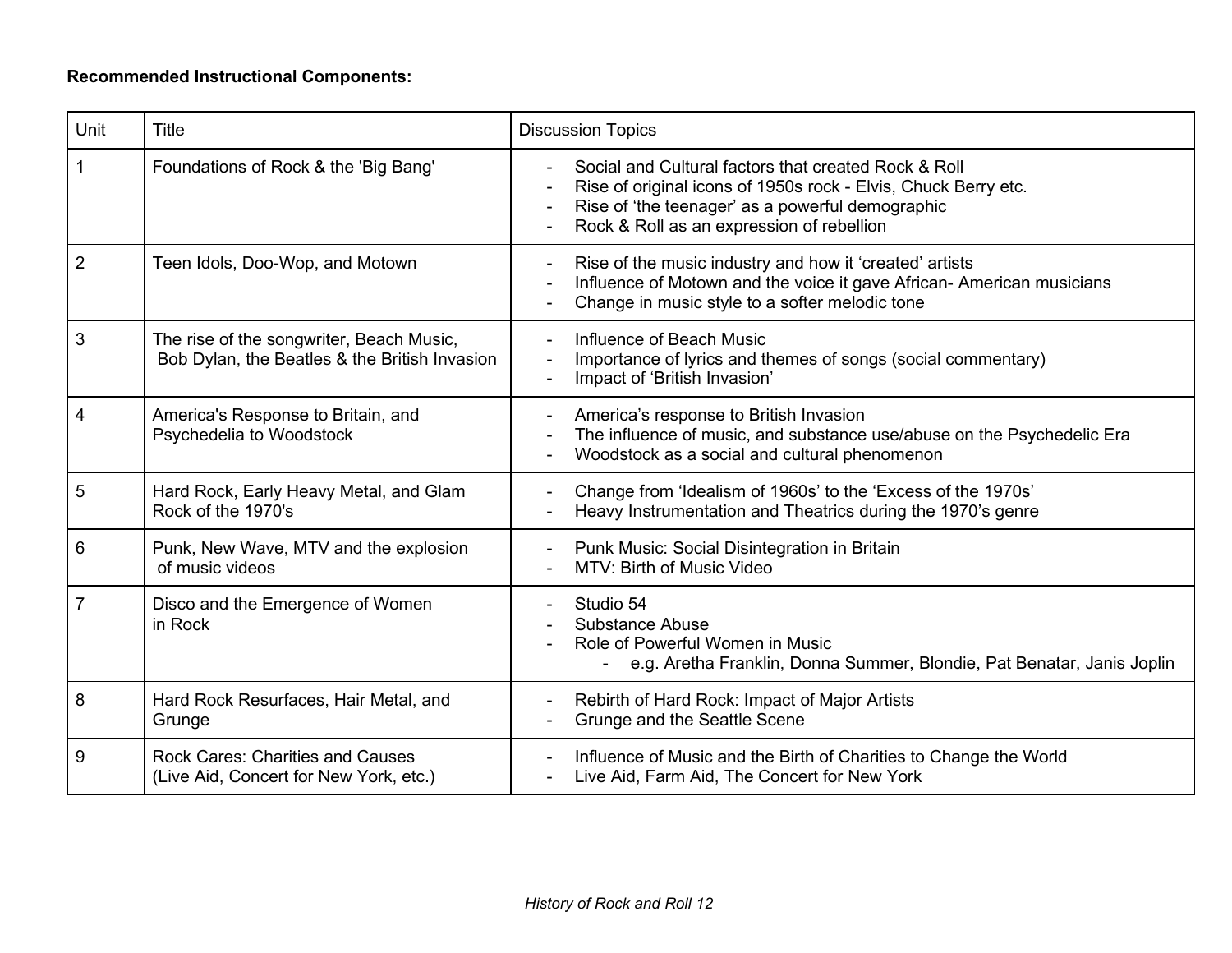**Recommended Instructional Components:**

| Unit | Title | Discussion Topics |
|---|---|---|
| 1 | Foundations of Rock & the 'Big Bang' | - Social and Cultural factors that created Rock & Roll<br>- Rise of original icons of 1950s rock - Elvis, Chuck Berry etc.<br>- Rise of 'the teenager' as a powerful demographic<br>- Rock & Roll as an expression of rebellion |
| 2 | Teen Idols, Doo-Wop, and Motown | - Rise of the music industry and how it 'created' artists<br>- Influence of Motown and the voice it gave African- American musicians<br>- Change in music style to a softer melodic tone |
| 3 | The rise of the songwriter, Beach Music, Bob Dylan, the Beatles & the British Invasion | - Influence of Beach Music<br>- Importance of lyrics and themes of songs (social commentary)<br>- Impact of 'British Invasion' |
| 4 | America's Response to Britain, and Psychedelia to Woodstock | - America's response to British Invasion<br>- The influence of music, and substance use/abuse on the Psychedelic Era<br>- Woodstock as a social and cultural phenomenon |
| 5 | Hard Rock, Early Heavy Metal, and Glam Rock of the 1970's | - Change from 'Idealism of 1960s' to the 'Excess of the 1970s'<br>- Heavy Instrumentation and Theatrics during the 1970's genre |
| 6 | Punk, New Wave, MTV and the explosion of music videos | - Punk Music: Social Disintegration in Britain<br>- MTV: Birth of Music Video |
| 7 | Disco and the Emergence of Women in Rock | - Studio 54<br>- Substance Abuse<br>- Role of Powerful Women in Music<br>&nbsp;&nbsp;&nbsp;&nbsp;- e.g. Aretha Franklin, Donna Summer, Blondie, Pat Benatar, Janis Joplin |
| 8 | Hard Rock Resurfaces, Hair Metal, and Grunge | - Rebirth of Hard Rock: Impact of Major Artists<br>- Grunge and the Seattle Scene |
| 9 | Rock Cares: Charities and Causes (Live Aid, Concert for New York, etc.) | - Influence of Music and the Birth of Charities to Change the World<br>- Live Aid, Farm Aid, The Concert for New York |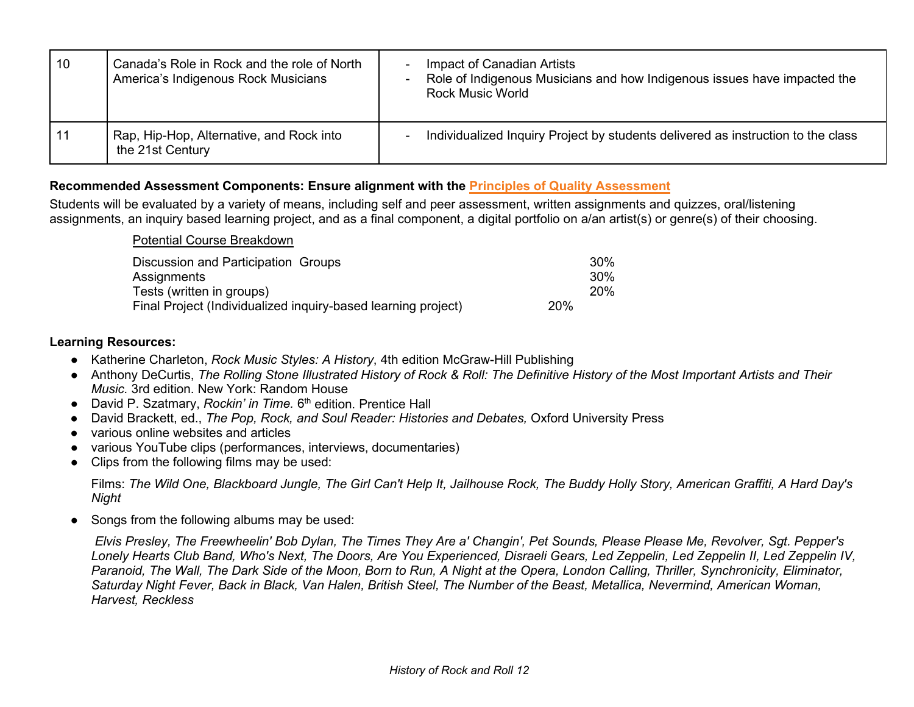| 10 | Canada's Role in Rock and the role of North America's Indigenous Rock Musicians | - Impact of Canadian Artists<br>- Role of Indigenous Musicians and how Indigenous issues have impacted the Rock Music World |
|---|---|---|
| 11 | Rap, Hip-Hop, Alternative, and Rock into the 21st Century | - Individualized Inquiry Project by students delivered as instruction to the class |

**Recommended Assessment Components: Ensure alignment with the Principles of Quality Assessment**

Students will be evaluated by a variety of means, including self and peer assessment, written assignments and quizzes, oral/listening assignments, an inquiry based learning project, and as a final component, a digital portfolio on a/an artist(s) or genre(s) of their choosing.

Potential Course Breakdown

| | |
|---|---|
| Discussion and Participation Groups | 30% |
| Assignments | 30% |
| Tests (written in groups) | 20% |
| Final Project (Individualized inquiry-based learning project) | 20% |

**Learning Resources:**

- Katherine Charleton, *Rock Music Styles: A History*, 4th edition McGraw-Hill Publishing
- Anthony DeCurtis, *The Rolling Stone Illustrated History of Rock & Roll: The Definitive History of the Most Important Artists and Their Music.* 3rd edition. New York: Random House
- David P. Szatmary, *Rockin' in Time.* 6th edition. Prentice Hall
- David Brackett, ed., *The Pop, Rock, and Soul Reader: Histories and Debates,* Oxford University Press
- various online websites and articles
- various YouTube clips (performances, interviews, documentaries)
- Clips from the following films may be used:

  Films: *The Wild One, Blackboard Jungle, The Girl Can't Help It, Jailhouse Rock, The Buddy Holly Story, American Graffiti, A Hard Day's Night*

- Songs from the following albums may be used:

  *Elvis Presley, The Freewheelin' Bob Dylan, The Times They Are a' Changin', Pet Sounds, Please Please Me, Revolver, Sgt. Pepper's Lonely Hearts Club Band, Who's Next, The Doors, Are You Experienced, Disraeli Gears, Led Zeppelin, Led Zeppelin II, Led Zeppelin IV, Paranoid, The Wall, The Dark Side of the Moon, Born to Run, A Night at the Opera, London Calling, Thriller, Synchronicity, Eliminator, Saturday Night Fever, Back in Black, Van Halen, British Steel, The Number of the Beast, Metallica, Nevermind, American Woman, Harvest, Reckless*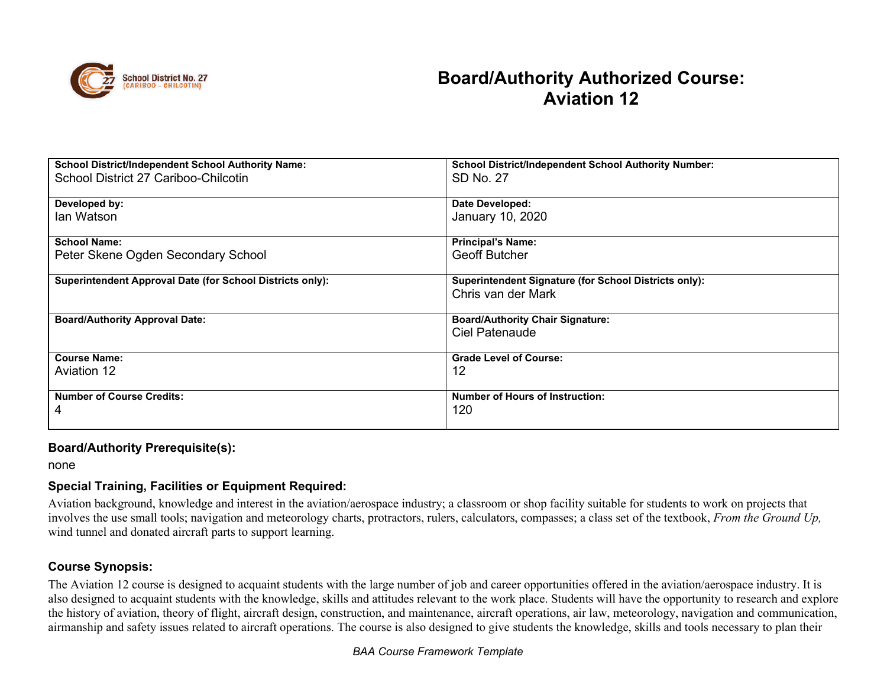# Board/Authority Authorized Course: Aviation 12

| School District/Independent School Authority Name: | School District/Independent School Authority Number: |
|---|---|
| School District 27 Cariboo-Chilcotin | SD No. 27 |
| **Developed by:** Ian Watson | **Date Developed:** January 10, 2020 |
| **School Name:** Peter Skene Ogden Secondary School | **Principal's Name:** Geoff Butcher |
| **Superintendent Approval Date (for School Districts only):** | **Superintendent Signature (for School Districts only):** Chris van der Mark |
| **Board/Authority Approval Date:** | **Board/Authority Chair Signature:** Ciel Patenaude |
| **Course Name:** Aviation 12 | **Grade Level of Course:** 12 |
| **Number of Course Credits:** 4 | **Number of Hours of Instruction:** 120 |

### Board/Authority Prerequisite(s):

none

### Special Training, Facilities or Equipment Required:

Aviation background, knowledge and interest in the aviation/aerospace industry; a classroom or shop facility suitable for students to work on projects that involves the use small tools; navigation and meteorology charts, protractors, rulers, calculators, compasses; a class set of the textbook, *From the Ground Up,* wind tunnel and donated aircraft parts to support learning.

### Course Synopsis:

The Aviation 12 course is designed to acquaint students with the large number of job and career opportunities offered in the aviation/aerospace industry. It is also designed to acquaint students with the knowledge, skills and attitudes relevant to the work place. Students will have the opportunity to research and explore the history of aviation, theory of flight, aircraft design, construction, and maintenance, aircraft operations, air law, meteorology, navigation and communication, airmanship and safety issues related to aircraft operations. The course is also designed to give students the knowledge, skills and tools necessary to plan their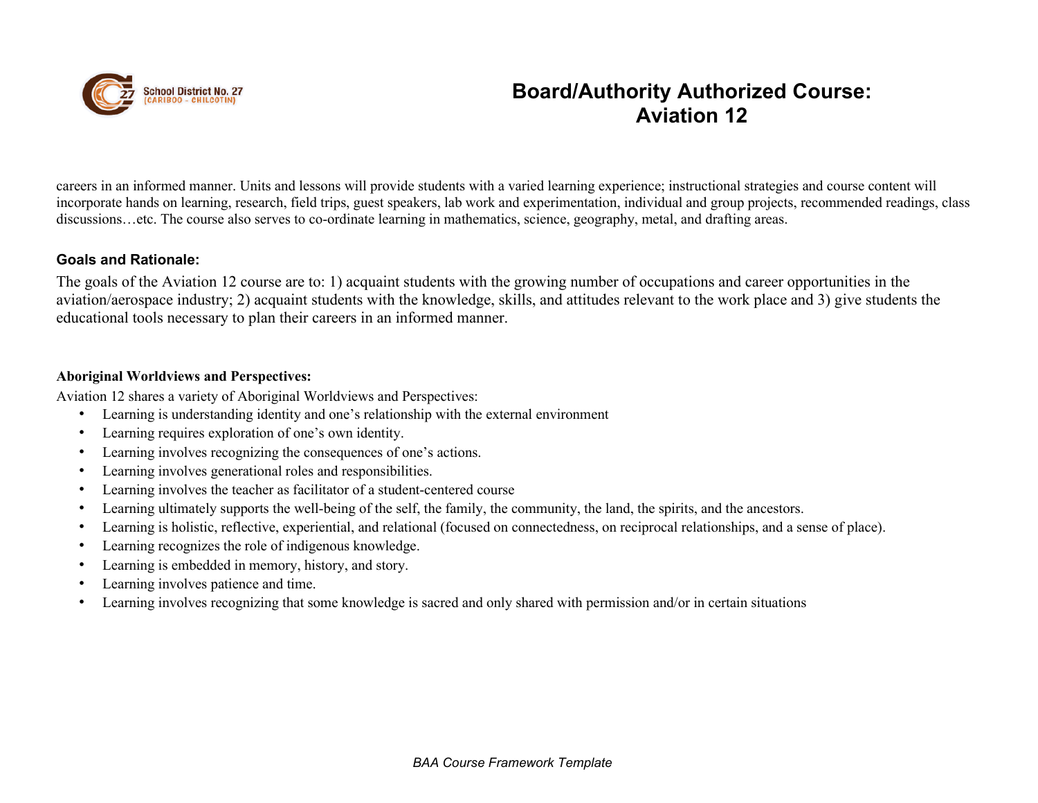careers in an informed manner. Units and lessons will provide students with a varied learning experience; instructional strategies and course content will incorporate hands on learning, research, field trips, guest speakers, lab work and experimentation, individual and group projects, recommended readings, class discussions…etc. The course also serves to co-ordinate learning in mathematics, science, geography, metal, and drafting areas.

**Goals and Rationale:**

The goals of the Aviation 12 course are to: 1) acquaint students with the growing number of occupations and career opportunities in the aviation/aerospace industry; 2) acquaint students with the knowledge, skills, and attitudes relevant to the work place and 3) give students the educational tools necessary to plan their careers in an informed manner.

**Aboriginal Worldviews and Perspectives:**

Aviation 12 shares a variety of Aboriginal Worldviews and Perspectives:

- Learning is understanding identity and one's relationship with the external environment
- Learning requires exploration of one's own identity.
- Learning involves recognizing the consequences of one's actions.
- Learning involves generational roles and responsibilities.
- Learning involves the teacher as facilitator of a student-centered course
- Learning ultimately supports the well-being of the self, the family, the community, the land, the spirits, and the ancestors.
- Learning is holistic, reflective, experiential, and relational (focused on connectedness, on reciprocal relationships, and a sense of place).
- Learning recognizes the role of indigenous knowledge.
- Learning is embedded in memory, history, and story.
- Learning involves patience and time.
- Learning involves recognizing that some knowledge is sacred and only shared with permission and/or in certain situations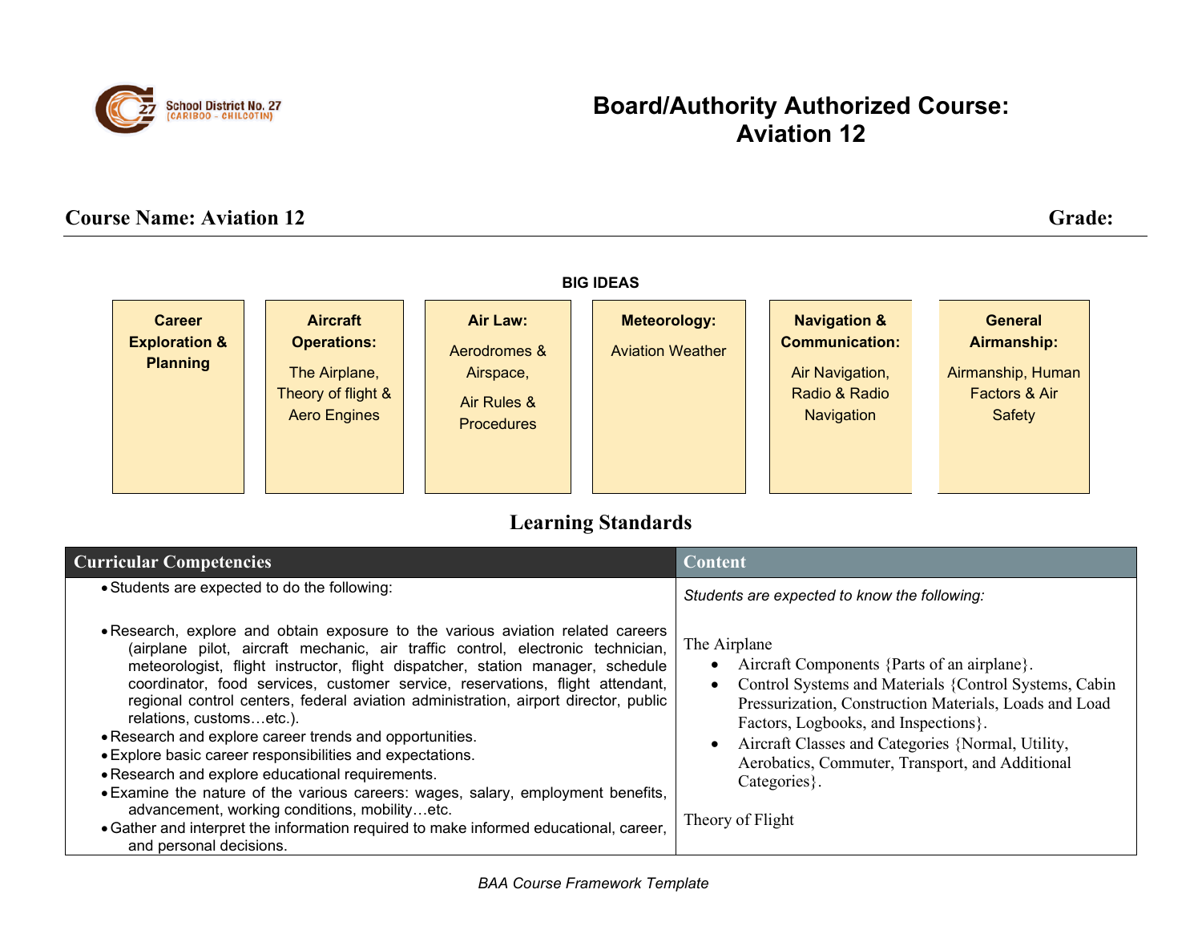School District No. 27 (CARIBOO - CHILCOTIN)

# Board/Authority Authorized Course: Aviation 12

## Course Name: Aviation 12 | Grade:

### BIG IDEAS

| Career Exploration & Planning | Aircraft Operations: The Airplane, Theory of flight & Aero Engines | Air Law: Aerodromes & Airspace, Air Rules & Procedures | Meteorology: Aviation Weather | Navigation & Communication: Air Navigation, Radio & Radio Navigation | General Airmanship: Airmanship, Human Factors & Air Safety |
|---|---|---|---|---|---|

## Learning Standards

| Curricular Competencies | Content |
|---|---|
| • Students are expected to do the following:<br><br>• Research, explore and obtain exposure to the various aviation related careers (airplane pilot, aircraft mechanic, air traffic control, electronic technician, meteorologist, flight instructor, flight dispatcher, station manager, schedule coordinator, food services, customer service, reservations, flight attendant, regional control centers, federal aviation administration, airport director, public relations, customs…etc.).<br>• Research and explore career trends and opportunities.<br>• Explore basic career responsibilities and expectations.<br>• Research and explore educational requirements.<br>• Examine the nature of the various careers: wages, salary, employment benefits, advancement, working conditions, mobility…etc.<br>• Gather and interpret the information required to make informed educational, career, and personal decisions. | *Students are expected to know the following:*<br><br>The Airplane<br>• Aircraft Components {Parts of an airplane}.<br>• Control Systems and Materials {Control Systems, Cabin Pressurization, Construction Materials, Loads and Load Factors, Logbooks, and Inspections}.<br>• Aircraft Classes and Categories {Normal, Utility, Aerobatics, Commuter, Transport, and Additional Categories}.<br><br>Theory of Flight |

*BAA Course Framework Template*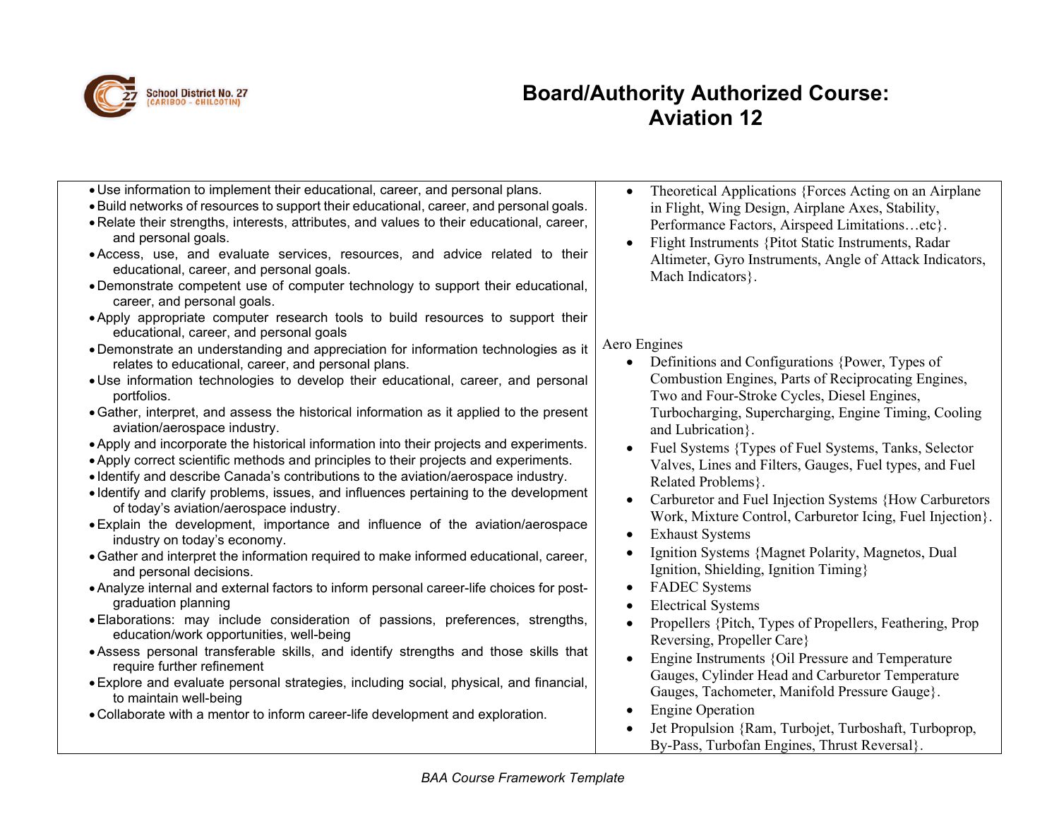# Board/Authority Authorized Course: Aviation 12

| | |
|---|---|
| • Use information to implement their educational, career, and personal plans.<br>• Build networks of resources to support their educational, career, and personal goals.<br>• Relate their strengths, interests, attributes, and values to their educational, career, and personal goals.<br>• Access, use, and evaluate services, resources, and advice related to their educational, career, and personal goals.<br>• Demonstrate competent use of computer technology to support their educational, career, and personal goals.<br>• Apply appropriate computer research tools to build resources to support their educational, career, and personal goals<br>• Demonstrate an understanding and appreciation for information technologies as it relates to educational, career, and personal plans.<br>• Use information technologies to develop their educational, career, and personal portfolios.<br>• Gather, interpret, and assess the historical information as it applied to the present aviation/aerospace industry.<br>• Apply and incorporate the historical information into their projects and experiments.<br>• Apply correct scientific methods and principles to their projects and experiments.<br>• Identify and describe Canada's contributions to the aviation/aerospace industry.<br>• Identify and clarify problems, issues, and influences pertaining to the development of today's aviation/aerospace industry.<br>• Explain the development, importance and influence of the aviation/aerospace industry on today's economy.<br>• Gather and interpret the information required to make informed educational, career, and personal decisions.<br>• Analyze internal and external factors to inform personal career-life choices for post-graduation planning<br>• Elaborations: may include consideration of passions, preferences, strengths, education/work opportunities, well-being<br>• Assess personal transferable skills, and identify strengths and those skills that require further refinement<br>• Explore and evaluate personal strategies, including social, physical, and financial, to maintain well-being<br>• Collaborate with a mentor to inform career-life development and exploration. | • Theoretical Applications {Forces Acting on an Airplane in Flight, Wing Design, Airplane Axes, Stability, Performance Factors, Airspeed Limitations…etc}.<br>• Flight Instruments {Pitot Static Instruments, Radar Altimeter, Gyro Instruments, Angle of Attack Indicators, Mach Indicators}.<br><br>Aero Engines<br>• Definitions and Configurations {Power, Types of Combustion Engines, Parts of Reciprocating Engines, Two and Four-Stroke Cycles, Diesel Engines, Turbocharging, Supercharging, Engine Timing, Cooling and Lubrication}.<br>• Fuel Systems {Types of Fuel Systems, Tanks, Selector Valves, Lines and Filters, Gauges, Fuel types, and Fuel Related Problems}.<br>• Carburetor and Fuel Injection Systems {How Carburetors Work, Mixture Control, Carburetor Icing, Fuel Injection}.<br>• Exhaust Systems<br>• Ignition Systems {Magnet Polarity, Magnetos, Dual Ignition, Shielding, Ignition Timing}<br>• FADEC Systems<br>• Electrical Systems<br>• Propellers {Pitch, Types of Propellers, Feathering, Prop Reversing, Propeller Care}<br>• Engine Instruments {Oil Pressure and Temperature Gauges, Cylinder Head and Carburetor Temperature Gauges, Tachometer, Manifold Pressure Gauge}.<br>• Engine Operation<br>• Jet Propulsion {Ram, Turbojet, Turboshaft, Turboprop, By-Pass, Turbofan Engines, Thrust Reversal}. |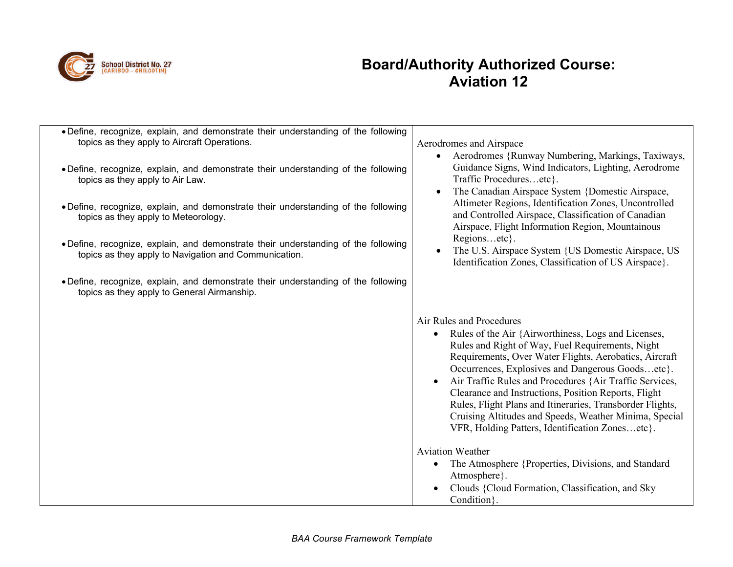# Board/Authority Authorized Course: Aviation 12

| | |
|---|---|
| • Define, recognize, explain, and demonstrate their understanding of the following topics as they apply to Aircraft Operations.<br><br>• Define, recognize, explain, and demonstrate their understanding of the following topics as they apply to Air Law.<br><br>• Define, recognize, explain, and demonstrate their understanding of the following topics as they apply to Meteorology.<br><br>• Define, recognize, explain, and demonstrate their understanding of the following topics as they apply to Navigation and Communication.<br><br>• Define, recognize, explain, and demonstrate their understanding of the following topics as they apply to General Airmanship. | Aerodromes and Airspace<br>• Aerodromes {Runway Numbering, Markings, Taxiways, Guidance Signs, Wind Indicators, Lighting, Aerodrome Traffic Procedures…etc}.<br>• The Canadian Airspace System {Domestic Airspace, Altimeter Regions, Identification Zones, Uncontrolled and Controlled Airspace, Classification of Canadian Airspace, Flight Information Region, Mountainous Regions…etc}.<br>• The U.S. Airspace System {US Domestic Airspace, US Identification Zones, Classification of US Airspace}.<br><br>Air Rules and Procedures<br>• Rules of the Air {Airworthiness, Logs and Licenses, Rules and Right of Way, Fuel Requirements, Night Requirements, Over Water Flights, Aerobatics, Aircraft Occurrences, Explosives and Dangerous Goods…etc}.<br>• Air Traffic Rules and Procedures {Air Traffic Services, Clearance and Instructions, Position Reports, Flight Rules, Flight Plans and Itineraries, Transborder Flights, Cruising Altitudes and Speeds, Weather Minima, Special VFR, Holding Patters, Identification Zones…etc}.<br><br>Aviation Weather<br>• The Atmosphere {Properties, Divisions, and Standard Atmosphere}.<br>• Clouds {Cloud Formation, Classification, and Sky Condition}. |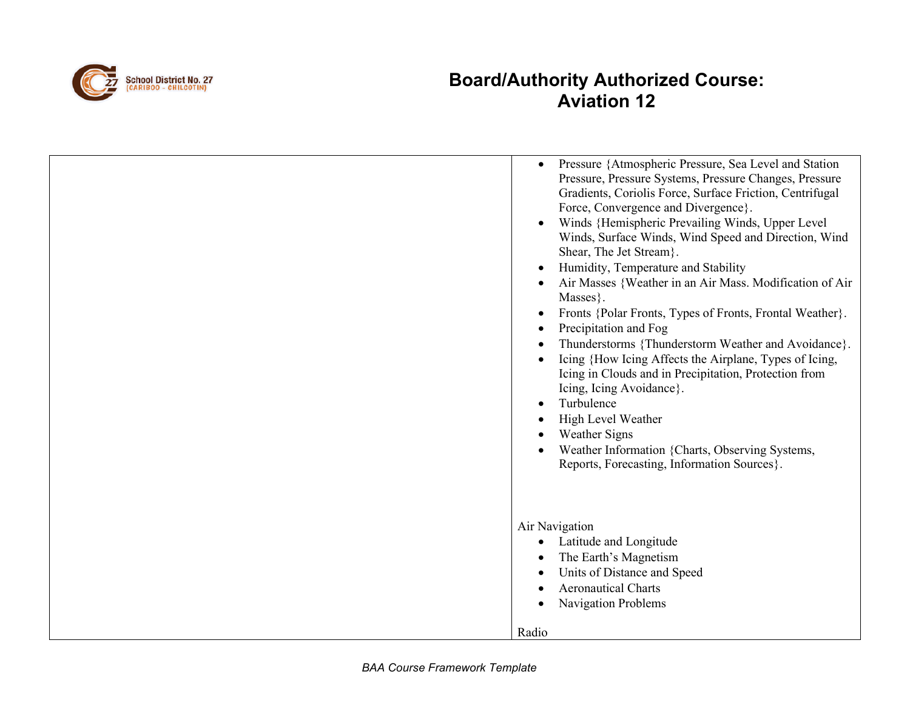| | |
|---|---|
| | • Pressure {Atmospheric Pressure, Sea Level and Station Pressure, Pressure Systems, Pressure Changes, Pressure Gradients, Coriolis Force, Surface Friction, Centrifugal Force, Convergence and Divergence}.<br>• Winds {Hemispheric Prevailing Winds, Upper Level Winds, Surface Winds, Wind Speed and Direction, Wind Shear, The Jet Stream}.<br>• Humidity, Temperature and Stability<br>• Air Masses {Weather in an Air Mass. Modification of Air Masses}.<br>• Fronts {Polar Fronts, Types of Fronts, Frontal Weather}.<br>• Precipitation and Fog<br>• Thunderstorms {Thunderstorm Weather and Avoidance}.<br>• Icing {How Icing Affects the Airplane, Types of Icing, Icing in Clouds and in Precipitation, Protection from Icing, Icing Avoidance}.<br>• Turbulence<br>• High Level Weather<br>• Weather Signs<br>• Weather Information {Charts, Observing Systems, Reports, Forecasting, Information Sources}.<br><br>Air Navigation<br>• Latitude and Longitude<br>• The Earth's Magnetism<br>• Units of Distance and Speed<br>• Aeronautical Charts<br>• Navigation Problems<br><br>Radio |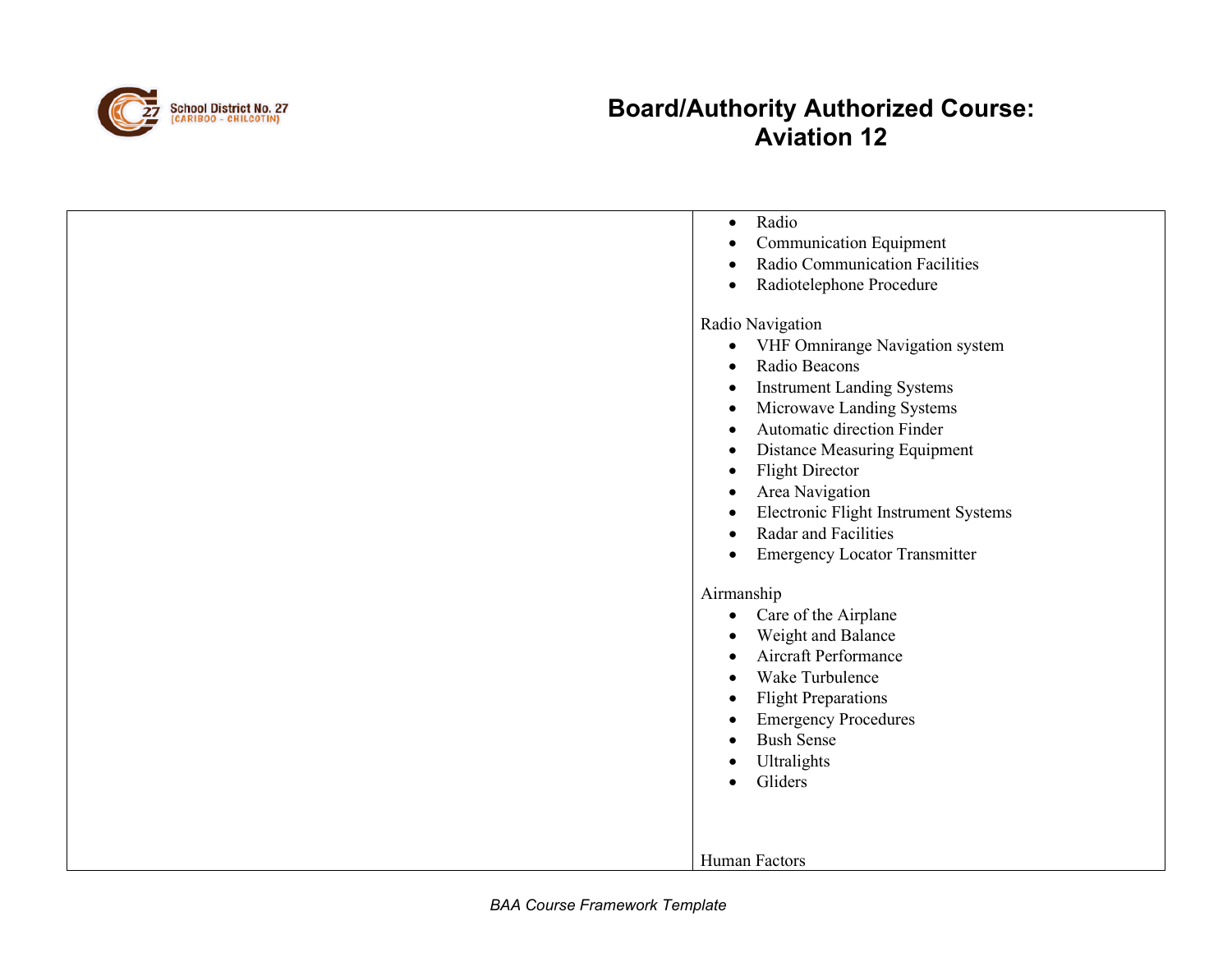| | - Radio<br>- Communication Equipment<br>- Radio Communication Facilities<br>- Radiotelephone Procedure<br><br>Radio Navigation<br>- VHF Omnirange Navigation system<br>- Radio Beacons<br>- Instrument Landing Systems<br>- Microwave Landing Systems<br>- Automatic direction Finder<br>- Distance Measuring Equipment<br>- Flight Director<br>- Area Navigation<br>- Electronic Flight Instrument Systems<br>- Radar and Facilities<br>- Emergency Locator Transmitter<br><br>Airmanship<br>- Care of the Airplane<br>- Weight and Balance<br>- Aircraft Performance<br>- Wake Turbulence<br>- Flight Preparations<br>- Emergency Procedures<br>- Bush Sense<br>- Ultralights<br>- Gliders<br><br>Human Factors |
|---|---|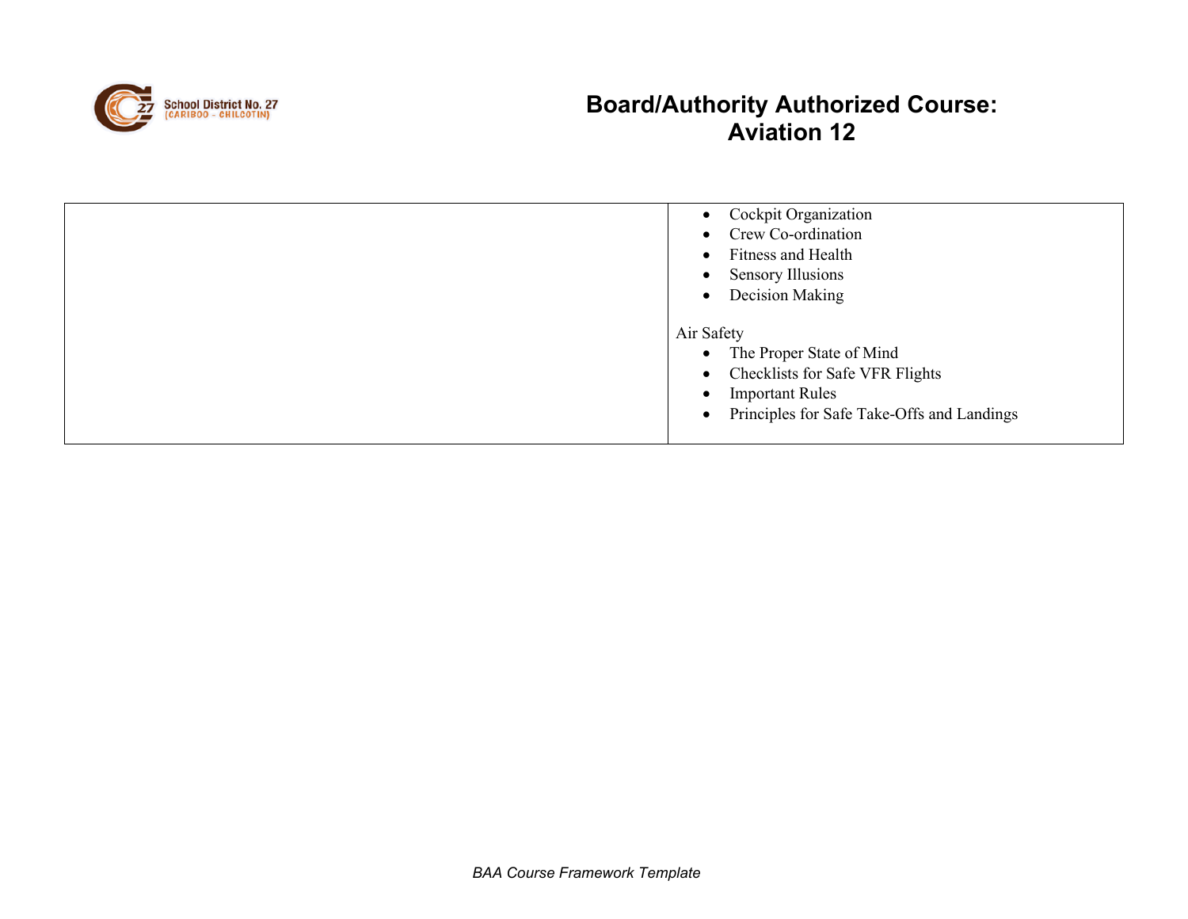| | |
|---|---|
| | • Cockpit Organization<br>• Crew Co-ordination<br>• Fitness and Health<br>• Sensory Illusions<br>• Decision Making<br><br>Air Safety<br>• The Proper State of Mind<br>• Checklists for Safe VFR Flights<br>• Important Rules<br>• Principles for Safe Take-Offs and Landings |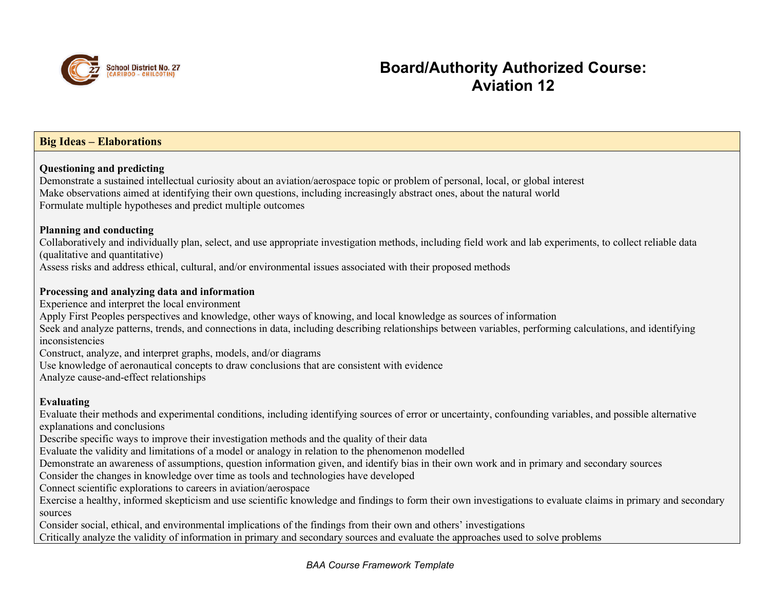School District No. 27 (CARIBOO – CHILCOTIN)

# Board/Authority Authorized Course: Aviation 12

## Big Ideas – Elaborations

**Questioning and predicting**

Demonstrate a sustained intellectual curiosity about an aviation/aerospace topic or problem of personal, local, or global interest
Make observations aimed at identifying their own questions, including increasingly abstract ones, about the natural world
Formulate multiple hypotheses and predict multiple outcomes

**Planning and conducting**

Collaboratively and individually plan, select, and use appropriate investigation methods, including field work and lab experiments, to collect reliable data (qualitative and quantitative)
Assess risks and address ethical, cultural, and/or environmental issues associated with their proposed methods

**Processing and analyzing data and information**

Experience and interpret the local environment
Apply First Peoples perspectives and knowledge, other ways of knowing, and local knowledge as sources of information
Seek and analyze patterns, trends, and connections in data, including describing relationships between variables, performing calculations, and identifying inconsistencies
Construct, analyze, and interpret graphs, models, and/or diagrams
Use knowledge of aeronautical concepts to draw conclusions that are consistent with evidence
Analyze cause-and-effect relationships

**Evaluating**

Evaluate their methods and experimental conditions, including identifying sources of error or uncertainty, confounding variables, and possible alternative explanations and conclusions
Describe specific ways to improve their investigation methods and the quality of their data
Evaluate the validity and limitations of a model or analogy in relation to the phenomenon modelled
Demonstrate an awareness of assumptions, question information given, and identify bias in their own work and in primary and secondary sources
Consider the changes in knowledge over time as tools and technologies have developed
Connect scientific explorations to careers in aviation/aerospace
Exercise a healthy, informed skepticism and use scientific knowledge and findings to form their own investigations to evaluate claims in primary and secondary sources
Consider social, ethical, and environmental implications of the findings from their own and others' investigations
Critically analyze the validity of information in primary and secondary sources and evaluate the approaches used to solve problems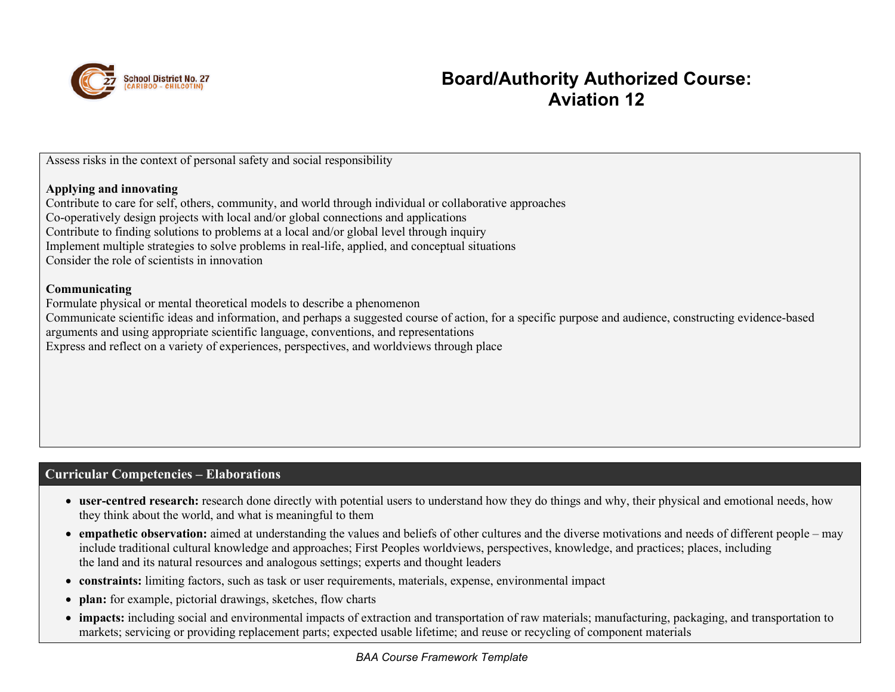Assess risks in the context of personal safety and social responsibility

**Applying and innovating**
Contribute to care for self, others, community, and world through individual or collaborative approaches
Co-operatively design projects with local and/or global connections and applications
Contribute to finding solutions to problems at a local and/or global level through inquiry
Implement multiple strategies to solve problems in real-life, applied, and conceptual situations
Consider the role of scientists in innovation

**Communicating**
Formulate physical or mental theoretical models to describe a phenomenon
Communicate scientific ideas and information, and perhaps a suggested course of action, for a specific purpose and audience, constructing evidence-based arguments and using appropriate scientific language, conventions, and representations
Express and reflect on a variety of experiences, perspectives, and worldviews through place

## Curricular Competencies – Elaborations

- **user-centred research:** research done directly with potential users to understand how they do things and why, their physical and emotional needs, how they think about the world, and what is meaningful to them
- **empathetic observation:** aimed at understanding the values and beliefs of other cultures and the diverse motivations and needs of different people – may include traditional cultural knowledge and approaches; First Peoples worldviews, perspectives, knowledge, and practices; places, including the land and its natural resources and analogous settings; experts and thought leaders
- **constraints:** limiting factors, such as task or user requirements, materials, expense, environmental impact
- **plan:** for example, pictorial drawings, sketches, flow charts
- **impacts:** including social and environmental impacts of extraction and transportation of raw materials; manufacturing, packaging, and transportation to markets; servicing or providing replacement parts; expected usable lifetime; and reuse or recycling of component materials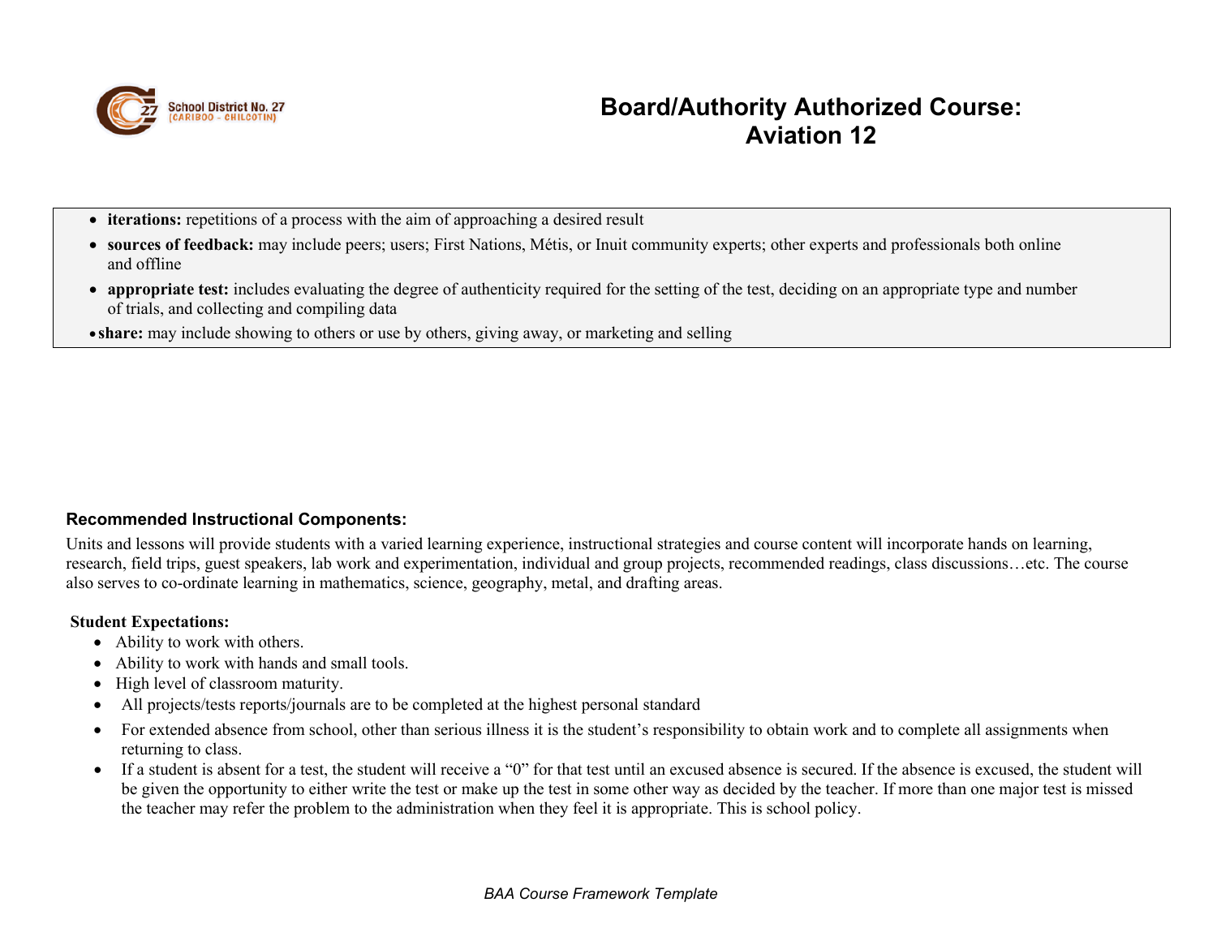# Board/Authority Authorized Course: Aviation 12

- **iterations:** repetitions of a process with the aim of approaching a desired result
- **sources of feedback:** may include peers; users; First Nations, Métis, or Inuit community experts; other experts and professionals both online and offline
- **appropriate test:** includes evaluating the degree of authenticity required for the setting of the test, deciding on an appropriate type and number of trials, and collecting and compiling data
- **share:** may include showing to others or use by others, giving away, or marketing and selling

## Recommended Instructional Components:

Units and lessons will provide students with a varied learning experience, instructional strategies and course content will incorporate hands on learning, research, field trips, guest speakers, lab work and experimentation, individual and group projects, recommended readings, class discussions…etc. The course also serves to co-ordinate learning in mathematics, science, geography, metal, and drafting areas.

**Student Expectations:**

- Ability to work with others.
- Ability to work with hands and small tools.
- High level of classroom maturity.
- All projects/tests reports/journals are to be completed at the highest personal standard
- For extended absence from school, other than serious illness it is the student's responsibility to obtain work and to complete all assignments when returning to class.
- If a student is absent for a test, the student will receive a "0" for that test until an excused absence is secured. If the absence is excused, the student will be given the opportunity to either write the test or make up the test in some other way as decided by the teacher. If more than one major test is missed the teacher may refer the problem to the administration when they feel it is appropriate. This is school policy.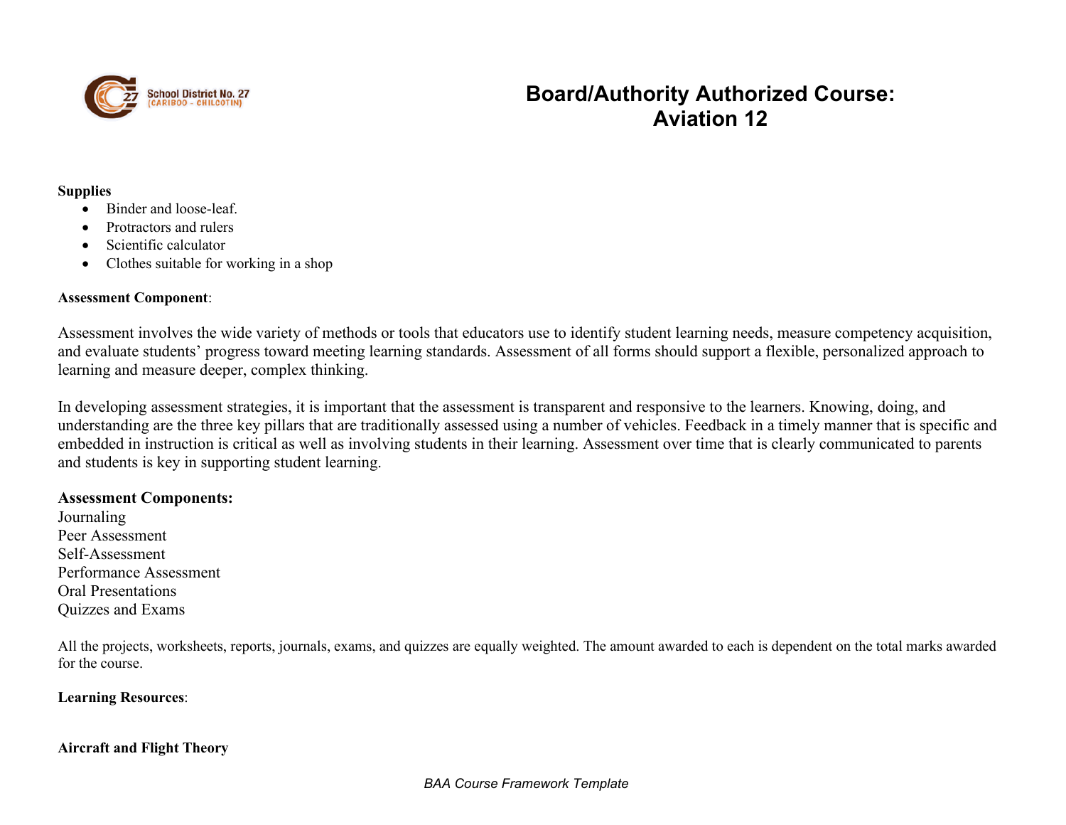**Supplies**

- Binder and loose-leaf.
- Protractors and rulers
- Scientific calculator
- Clothes suitable for working in a shop

**Assessment Component**:

Assessment involves the wide variety of methods or tools that educators use to identify student learning needs, measure competency acquisition, and evaluate students' progress toward meeting learning standards. Assessment of all forms should support a flexible, personalized approach to learning and measure deeper, complex thinking.

In developing assessment strategies, it is important that the assessment is transparent and responsive to the learners. Knowing, doing, and understanding are the three key pillars that are traditionally assessed using a number of vehicles. Feedback in a timely manner that is specific and embedded in instruction is critical as well as involving students in their learning. Assessment over time that is clearly communicated to parents and students is key in supporting student learning.

**Assessment Components:**
Journaling
Peer Assessment
Self-Assessment
Performance Assessment
Oral Presentations
Quizzes and Exams

All the projects, worksheets, reports, journals, exams, and quizzes are equally weighted. The amount awarded to each is dependent on the total marks awarded for the course.

**Learning Resources**:

**Aircraft and Flight Theory**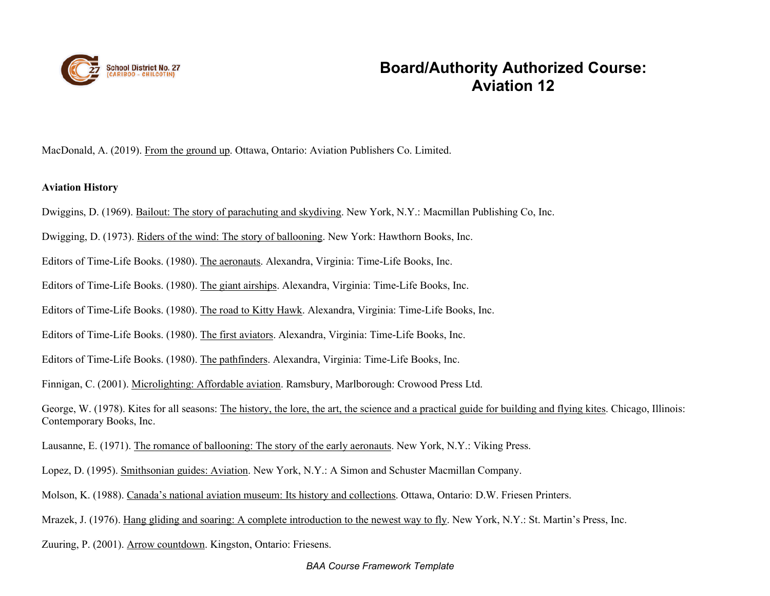MacDonald, A. (2019). From the ground up. Ottawa, Ontario: Aviation Publishers Co. Limited.

**Aviation History**

Dwiggins, D. (1969). Bailout: The story of parachuting and skydiving. New York, N.Y.: Macmillan Publishing Co, Inc.

Dwigging, D. (1973). Riders of the wind: The story of ballooning. New York: Hawthorn Books, Inc.

Editors of Time-Life Books. (1980). The aeronauts. Alexandra, Virginia: Time-Life Books, Inc.

Editors of Time-Life Books. (1980). The giant airships. Alexandra, Virginia: Time-Life Books, Inc.

Editors of Time-Life Books. (1980). The road to Kitty Hawk. Alexandra, Virginia: Time-Life Books, Inc.

Editors of Time-Life Books. (1980). The first aviators. Alexandra, Virginia: Time-Life Books, Inc.

Editors of Time-Life Books. (1980). The pathfinders. Alexandra, Virginia: Time-Life Books, Inc.

Finnigan, C. (2001). Microlighting: Affordable aviation. Ramsbury, Marlborough: Crowood Press Ltd.

George, W. (1978). Kites for all seasons: The history, the lore, the art, the science and a practical guide for building and flying kites. Chicago, Illinois: Contemporary Books, Inc.

Lausanne, E. (1971). The romance of ballooning: The story of the early aeronauts. New York, N.Y.: Viking Press.

Lopez, D. (1995). Smithsonian guides: Aviation. New York, N.Y.: A Simon and Schuster Macmillan Company.

Molson, K. (1988). Canada's national aviation museum: Its history and collections. Ottawa, Ontario: D.W. Friesen Printers.

Mrazek, J. (1976). Hang gliding and soaring: A complete introduction to the newest way to fly. New York, N.Y.: St. Martin's Press, Inc.

Zuuring, P. (2001). Arrow countdown. Kingston, Ontario: Friesens.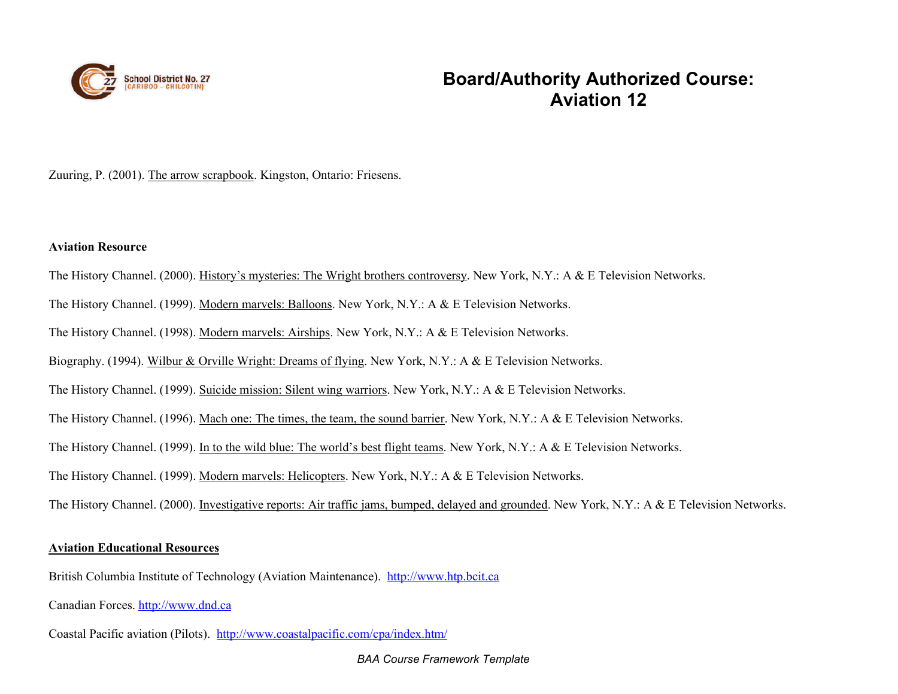Zuuring, P. (2001). The arrow scrapbook. Kingston, Ontario: Friesens.

**Aviation Resource**

The History Channel. (2000). History's mysteries: The Wright brothers controversy. New York, N.Y.: A & E Television Networks.

The History Channel. (1999). Modern marvels: Balloons. New York, N.Y.: A & E Television Networks.

The History Channel. (1998). Modern marvels: Airships. New York, N.Y.: A & E Television Networks.

Biography. (1994). Wilbur & Orville Wright: Dreams of flying. New York, N.Y.: A & E Television Networks.

The History Channel. (1999). Suicide mission: Silent wing warriors. New York, N.Y.: A & E Television Networks.

The History Channel. (1996). Mach one: The times, the team, the sound barrier. New York, N.Y.: A & E Television Networks.

The History Channel. (1999). In to the wild blue: The world's best flight teams. New York, N.Y.: A & E Television Networks.

The History Channel. (1999). Modern marvels: Helicopters. New York, N.Y.: A & E Television Networks.

The History Channel. (2000). Investigative reports: Air traffic jams, bumped, delayed and grounded. New York, N.Y.: A & E Television Networks.

**Aviation Educational Resources**

British Columbia Institute of Technology (Aviation Maintenance). http://www.htp.bcit.ca

Canadian Forces. http://www.dnd.ca

Coastal Pacific aviation (Pilots). http://www.coastalpacific.com/cpa/index.htm/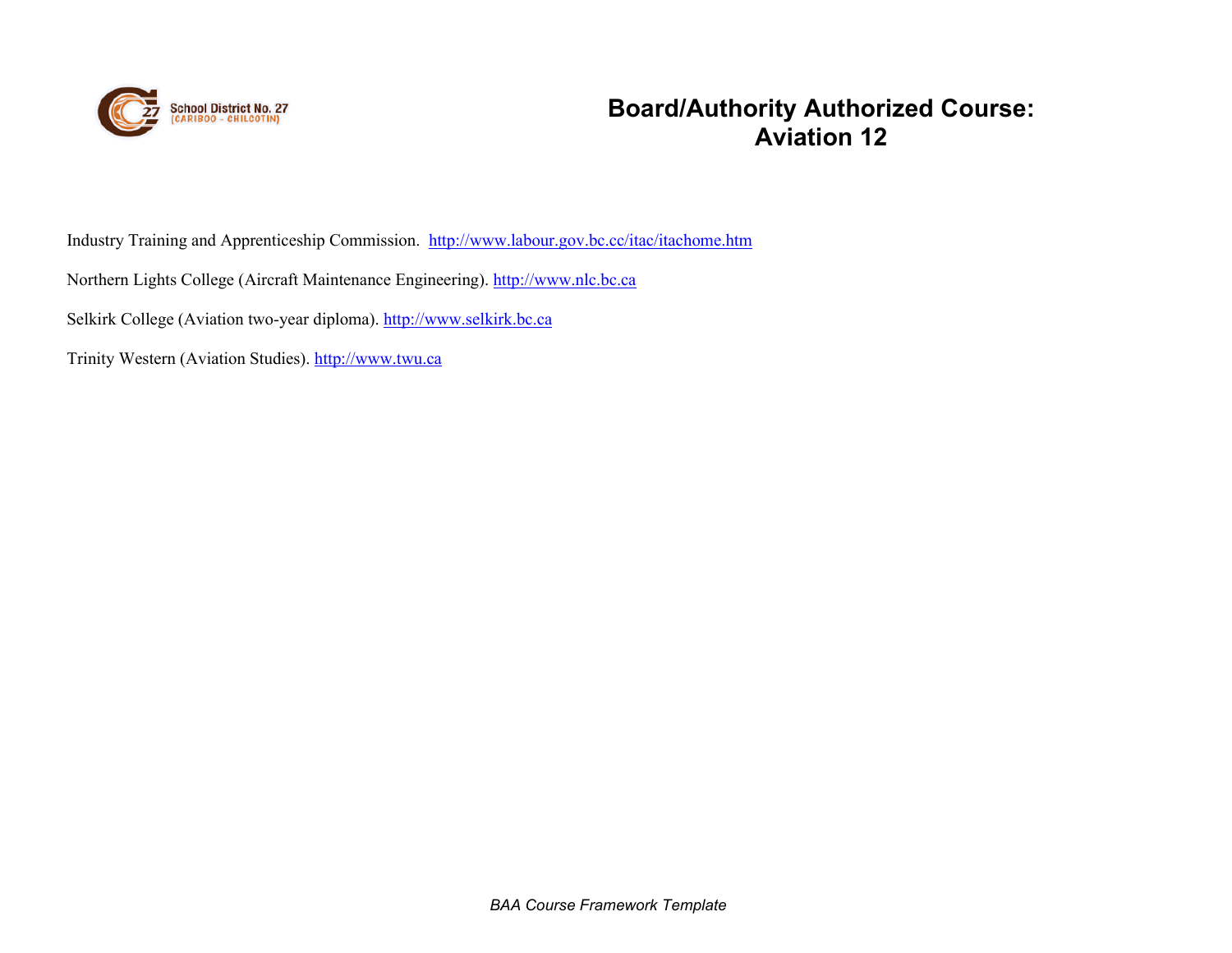Industry Training and Apprenticeship Commission. http://www.labour.gov.bc.cc/itac/itachome.htm

Northern Lights College (Aircraft Maintenance Engineering). http://www.nlc.bc.ca

Selkirk College (Aviation two-year diploma). http://www.selkirk.bc.ca

Trinity Western (Aviation Studies). http://www.twu.ca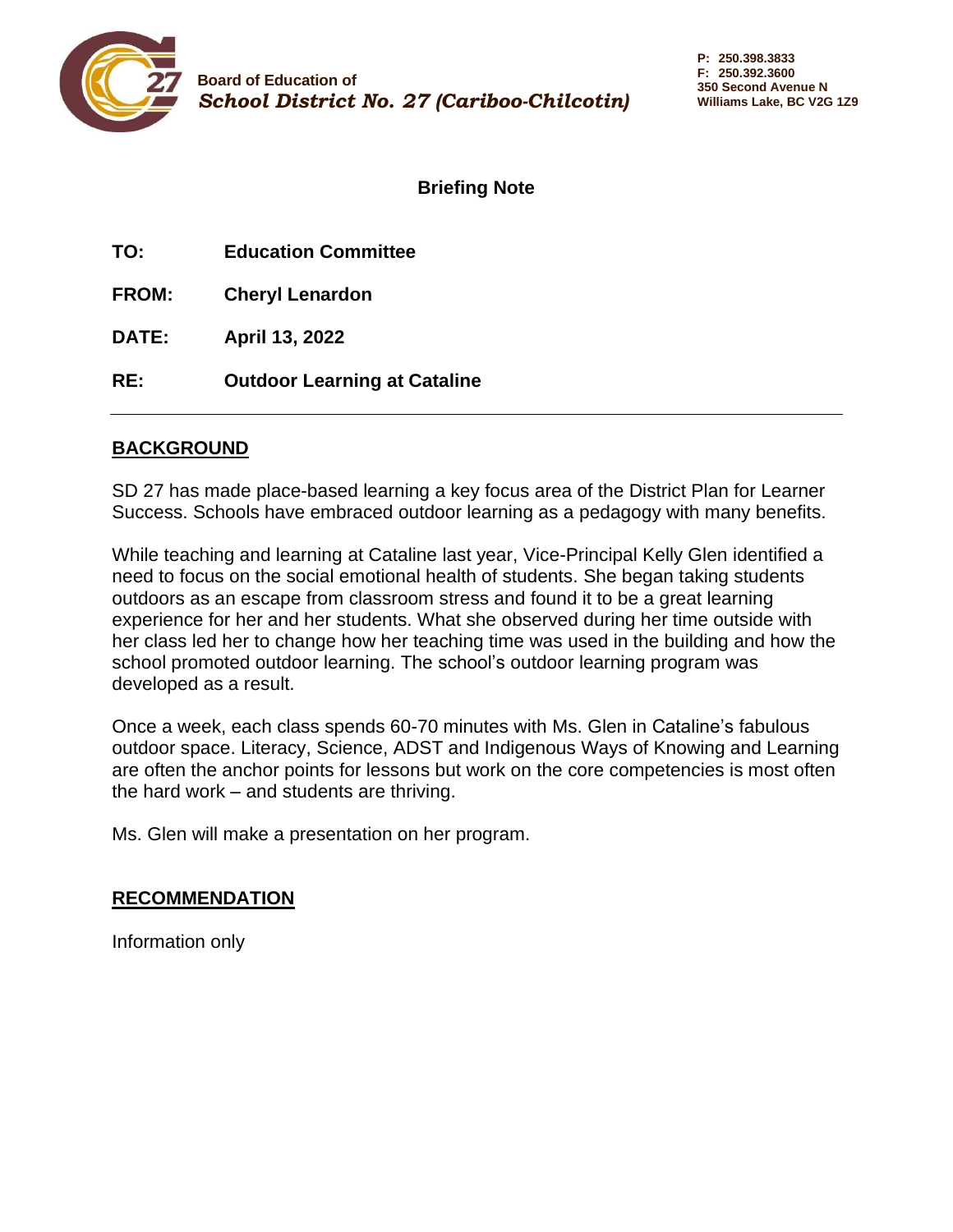Board of Education of
*School District No. 27 (Cariboo-Chilcotin)*

P: 250.398.3833
F: 250.392.3600
350 Second Avenue N
Williams Lake, BC V2G 1Z9

## Briefing Note

**TO:** **Education Committee**

**FROM:** **Cheryl Lenardon**

**DATE:** **April 13, 2022**

**RE:** **Outdoor Learning at Cataline**

---

### BACKGROUND

SD 27 has made place-based learning a key focus area of the District Plan for Learner Success. Schools have embraced outdoor learning as a pedagogy with many benefits.

While teaching and learning at Cataline last year, Vice-Principal Kelly Glen identified a need to focus on the social emotional health of students. She began taking students outdoors as an escape from classroom stress and found it to be a great learning experience for her and her students. What she observed during her time outside with her class led her to change how her teaching time was used in the building and how the school promoted outdoor learning. The school's outdoor learning program was developed as a result.

Once a week, each class spends 60-70 minutes with Ms. Glen in Cataline's fabulous outdoor space. Literacy, Science, ADST and Indigenous Ways of Knowing and Learning are often the anchor points for lessons but work on the core competencies is most often the hard work – and students are thriving.

Ms. Glen will make a presentation on her program.

### RECOMMENDATION

Information only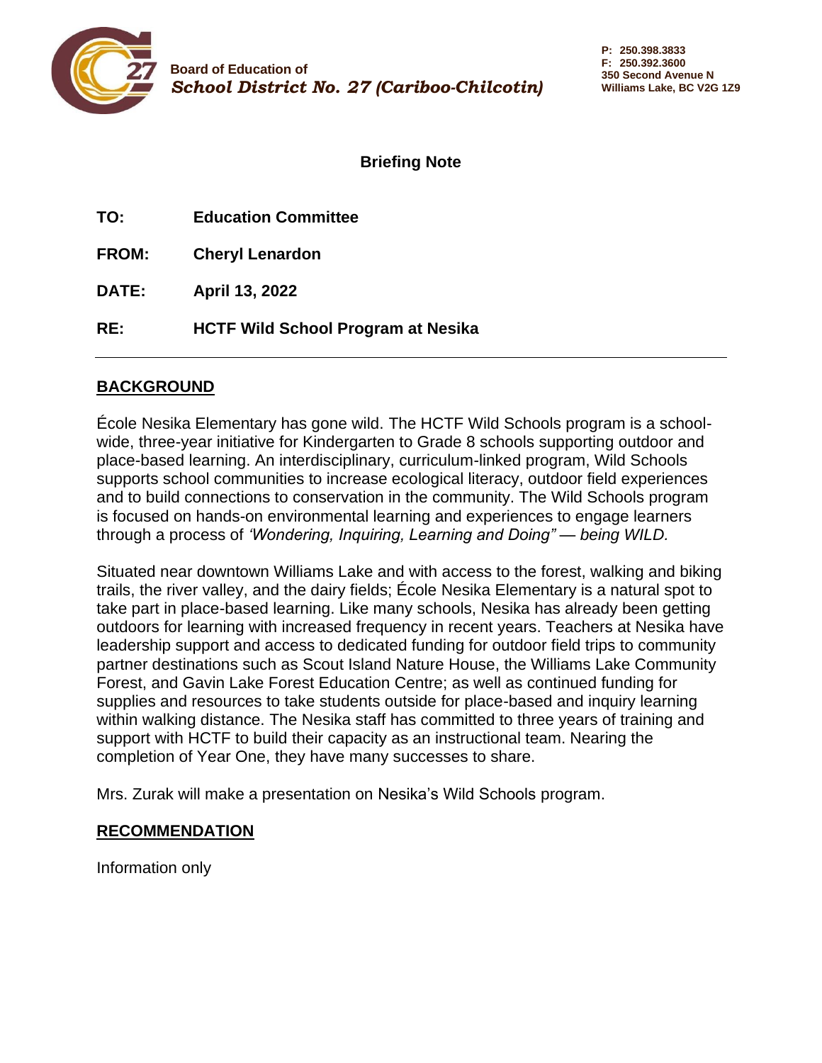Board of Education of
*School District No. 27 (Cariboo-Chilcotin)*

P: 250.398.3833
F: 250.392.3600
350 Second Avenue N
Williams Lake, BC V2G 1Z9

**Briefing Note**

**TO:** **Education Committee**

**FROM:** **Cheryl Lenardon**

**DATE:** **April 13, 2022**

**RE:** **HCTF Wild School Program at Nesika**

---

## BACKGROUND

École Nesika Elementary has gone wild. The HCTF Wild Schools program is a school-wide, three-year initiative for Kindergarten to Grade 8 schools supporting outdoor and place-based learning. An interdisciplinary, curriculum-linked program, Wild Schools supports school communities to increase ecological literacy, outdoor field experiences and to build connections to conservation in the community. The Wild Schools program is focused on hands-on environmental learning and experiences to engage learners through a process of *'Wondering, Inquiring, Learning and Doing" — being WILD.*

Situated near downtown Williams Lake and with access to the forest, walking and biking trails, the river valley, and the dairy fields; École Nesika Elementary is a natural spot to take part in place-based learning. Like many schools, Nesika has already been getting outdoors for learning with increased frequency in recent years. Teachers at Nesika have leadership support and access to dedicated funding for outdoor field trips to community partner destinations such as Scout Island Nature House, the Williams Lake Community Forest, and Gavin Lake Forest Education Centre; as well as continued funding for supplies and resources to take students outside for place-based and inquiry learning within walking distance. The Nesika staff has committed to three years of training and support with HCTF to build their capacity as an instructional team. Nearing the completion of Year One, they have many successes to share.

Mrs. Zurak will make a presentation on Nesika's Wild Schools program.

## RECOMMENDATION

Information only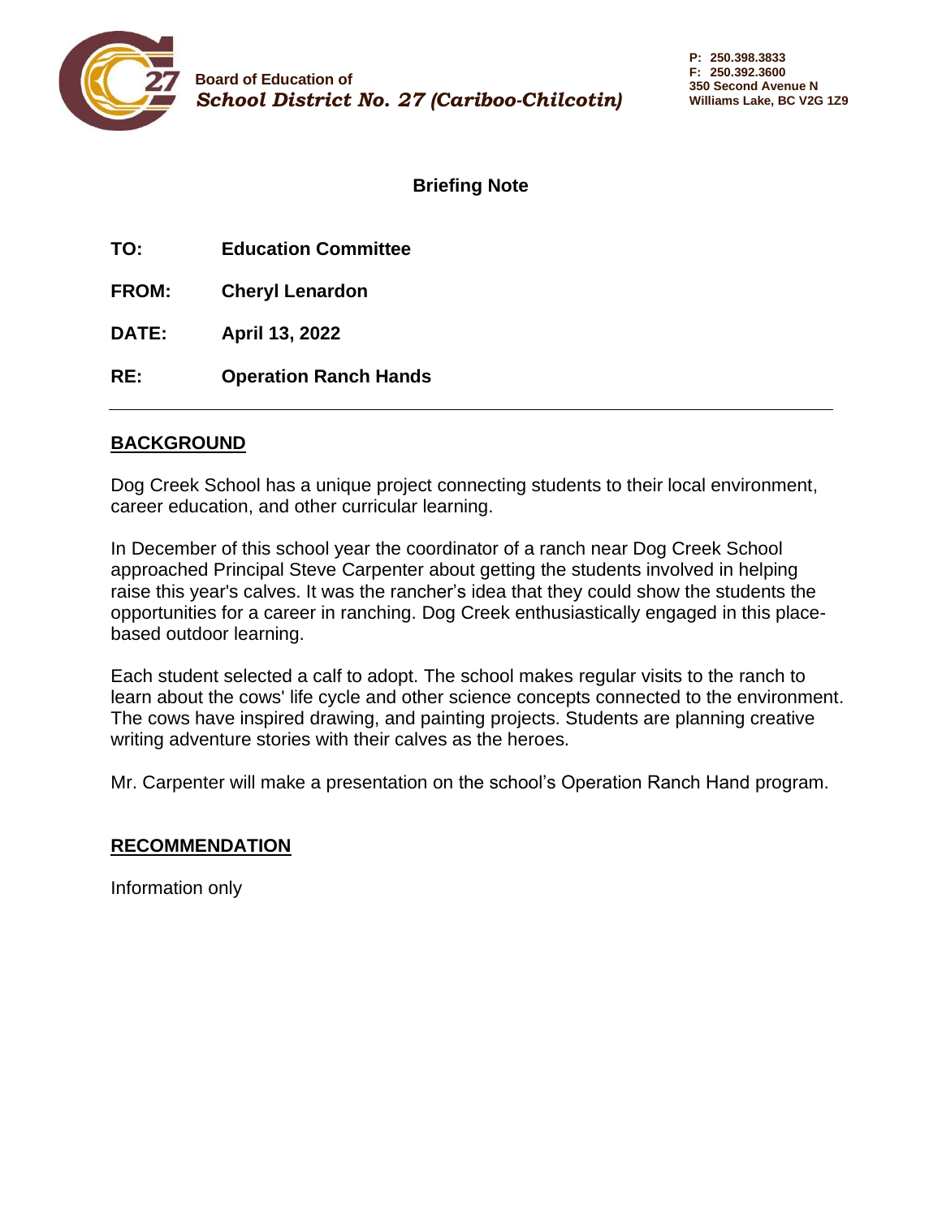Board of Education of
*School District No. 27 (Cariboo-Chilcotin)*

P: 250.398.3833
F: 250.392.3600
350 Second Avenue N
Williams Lake, BC V2G 1Z9

## Briefing Note

**TO:** **Education Committee**

**FROM:** **Cheryl Lenardon**

**DATE:** **April 13, 2022**

**RE:** **Operation Ranch Hands**

---

## BACKGROUND

Dog Creek School has a unique project connecting students to their local environment, career education, and other curricular learning.

In December of this school year the coordinator of a ranch near Dog Creek School approached Principal Steve Carpenter about getting the students involved in helping raise this year's calves. It was the rancher's idea that they could show the students the opportunities for a career in ranching. Dog Creek enthusiastically engaged in this place-based outdoor learning.

Each student selected a calf to adopt. The school makes regular visits to the ranch to learn about the cows' life cycle and other science concepts connected to the environment. The cows have inspired drawing, and painting projects. Students are planning creative writing adventure stories with their calves as the heroes.

Mr. Carpenter will make a presentation on the school's Operation Ranch Hand program.

## RECOMMENDATION

Information only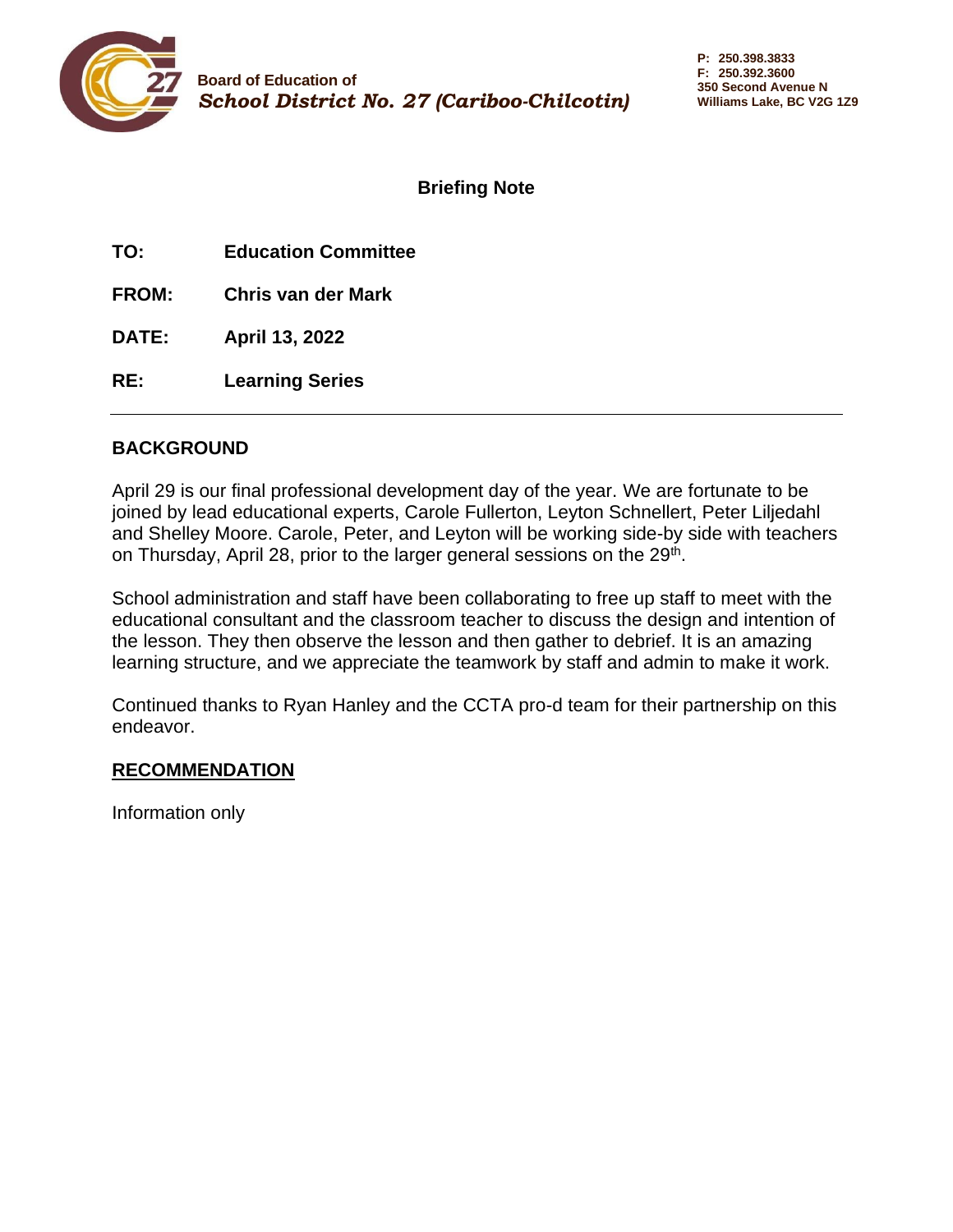Board of Education of
*School District No. 27 (Cariboo-Chilcotin)*

**P: 250.398.3833**
**F: 250.392.3600**
**350 Second Avenue N**
**Williams Lake, BC V2G 1Z9**

**Briefing Note**

**TO:** **Education Committee**

**FROM:** **Chris van der Mark**

**DATE:** **April 13, 2022**

**RE:** **Learning Series**

---

## BACKGROUND

April 29 is our final professional development day of the year. We are fortunate to be joined by lead educational experts, Carole Fullerton, Leyton Schnellert, Peter Liljedahl and Shelley Moore. Carole, Peter, and Leyton will be working side-by side with teachers on Thursday, April 28, prior to the larger general sessions on the 29th.

School administration and staff have been collaborating to free up staff to meet with the educational consultant and the classroom teacher to discuss the design and intention of the lesson. They then observe the lesson and then gather to debrief. It is an amazing learning structure, and we appreciate the teamwork by staff and admin to make it work.

Continued thanks to Ryan Hanley and the CCTA pro-d team for their partnership on this endeavor.

## RECOMMENDATION

Information only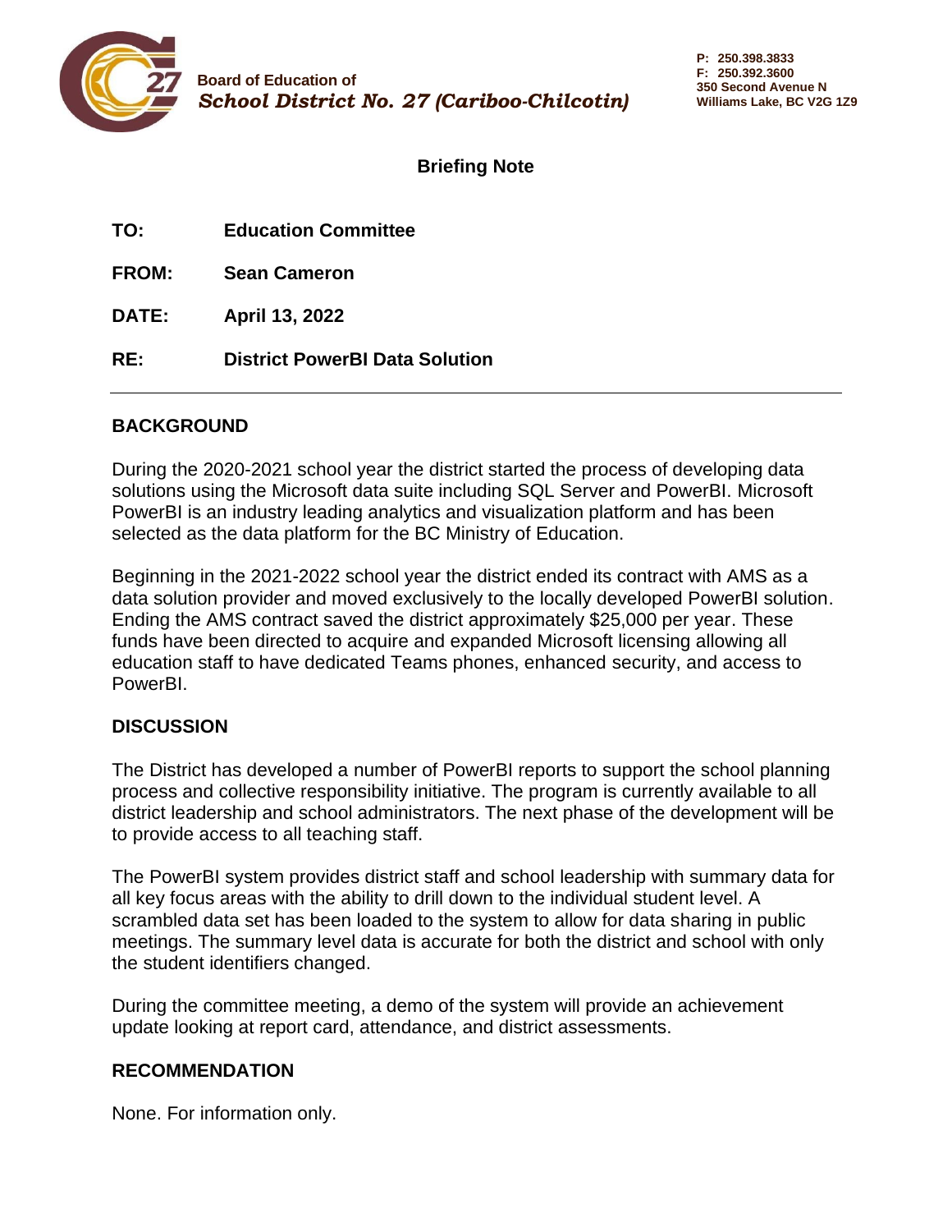**Board of Education of**
***School District No. 27 (Cariboo-Chilcotin)***

**P: 250.398.3833**
**F: 250.392.3600**
**350 Second Avenue N**
**Williams Lake, BC V2G 1Z9**

## Briefing Note

**TO:** **Education Committee**

**FROM:** **Sean Cameron**

**DATE:** **April 13, 2022**

**RE:** **District PowerBI Data Solution**

---

### BACKGROUND

During the 2020-2021 school year the district started the process of developing data solutions using the Microsoft data suite including SQL Server and PowerBI. Microsoft PowerBI is an industry leading analytics and visualization platform and has been selected as the data platform for the BC Ministry of Education.

Beginning in the 2021-2022 school year the district ended its contract with AMS as a data solution provider and moved exclusively to the locally developed PowerBI solution. Ending the AMS contract saved the district approximately $25,000 per year. These funds have been directed to acquire and expanded Microsoft licensing allowing all education staff to have dedicated Teams phones, enhanced security, and access to PowerBI.

### DISCUSSION

The District has developed a number of PowerBI reports to support the school planning process and collective responsibility initiative. The program is currently available to all district leadership and school administrators. The next phase of the development will be to provide access to all teaching staff.

The PowerBI system provides district staff and school leadership with summary data for all key focus areas with the ability to drill down to the individual student level. A scrambled data set has been loaded to the system to allow for data sharing in public meetings. The summary level data is accurate for both the district and school with only the student identifiers changed.

During the committee meeting, a demo of the system will provide an achievement update looking at report card, attendance, and district assessments.

### RECOMMENDATION

None. For information only.